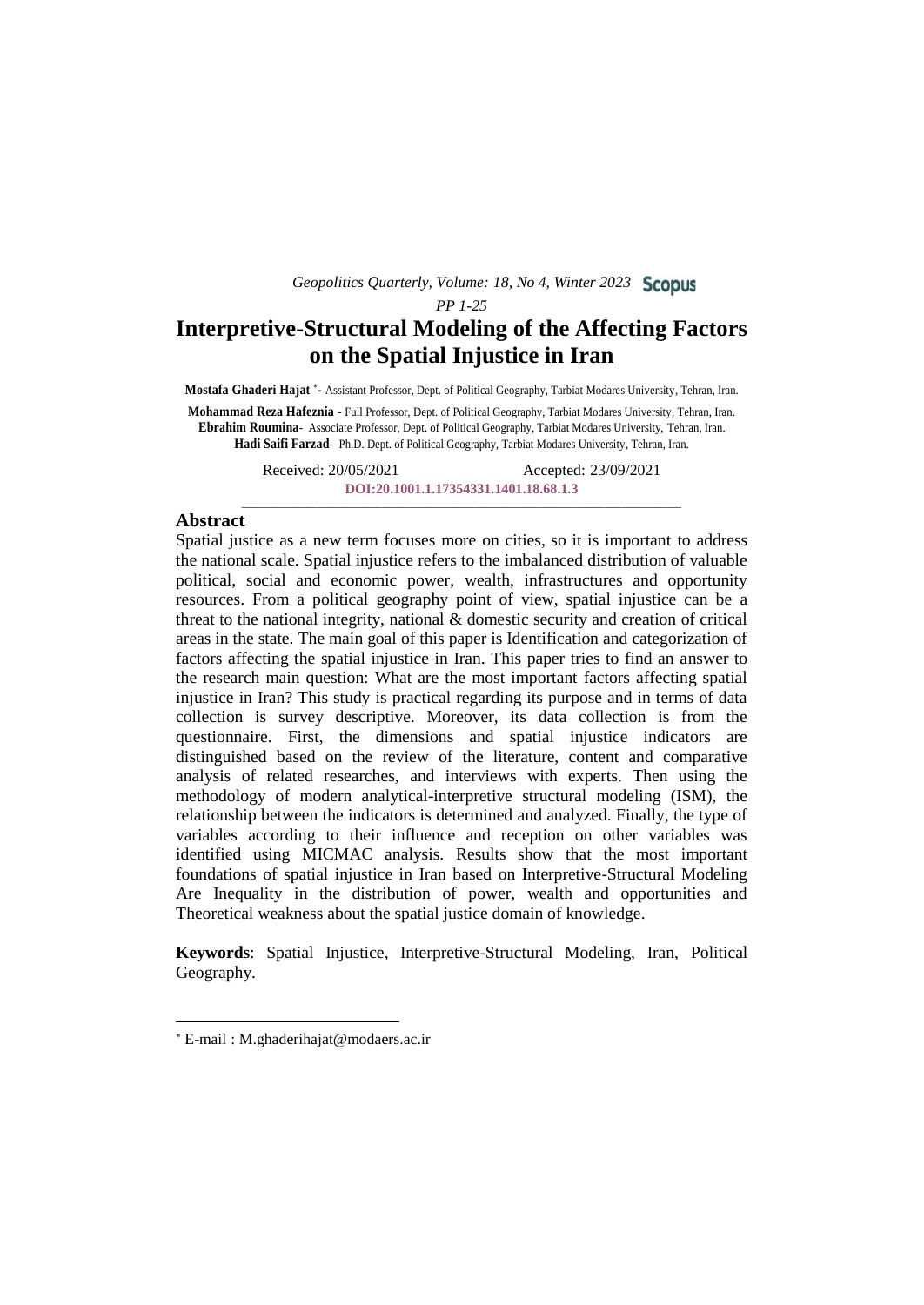# Interpretive-Structural Modeling of the Affecting Factors on the Spatial Injustice in Iran

**Mostafa Ghaderi Hajat** [*]- Assistant Professor, Dept. of Political Geography, Tarbiat Modares University, Tehran, Iran.

**Mohammad Reza Hafeznia** - Full Professor, Dept. of Political Geography, Tarbiat Modares University, Tehran, Iran.

**Ebrahim Roumina**- Associate Professor, Dept. of Political Geography, Tarbiat Modares University, Tehran, Iran.

**Hadi Saifi Farzad**- Ph.D. Dept. of Political Geography, Tarbiat Modares University, Tehran, Iran.

Received: 20/05/2021 Accepted: 23/09/2021

**DOI:20.1001.1.17354331.1401.18.68.1.3**

## Abstract

Spatial justice as a new term focuses more on cities, so it is important to address the national scale. Spatial injustice refers to the imbalanced distribution of valuable political, social and economic power, wealth, infrastructures and opportunity resources. From a political geography point of view, spatial injustice can be a threat to the national integrity, national & domestic security and creation of critical areas in the state. The main goal of this paper is Identification and categorization of factors affecting the spatial injustice in Iran. This paper tries to find an answer to the research main question: What are the most important factors affecting spatial injustice in Iran? This study is practical regarding its purpose and in terms of data collection is survey descriptive. Moreover, its data collection is from the questionnaire. First, the dimensions and spatial injustice indicators are distinguished based on the review of the literature, content and comparative analysis of related researches, and interviews with experts. Then using the methodology of modern analytical-interpretive structural modeling (ISM), the relationship between the indicators is determined and analyzed. Finally, the type of variables according to their influence and reception on other variables was identified using MICMAC analysis. Results show that the most important foundations of spatial injustice in Iran based on Interpretive-Structural Modeling Are Inequality in the distribution of power, wealth and opportunities and Theoretical weakness about the spatial justice domain of knowledge.

**Keywords**: Spatial Injustice, Interpretive-Structural Modeling, Iran, Political Geography.

---

[*] E-mail : M.ghaderihajat@modaers.ac.ir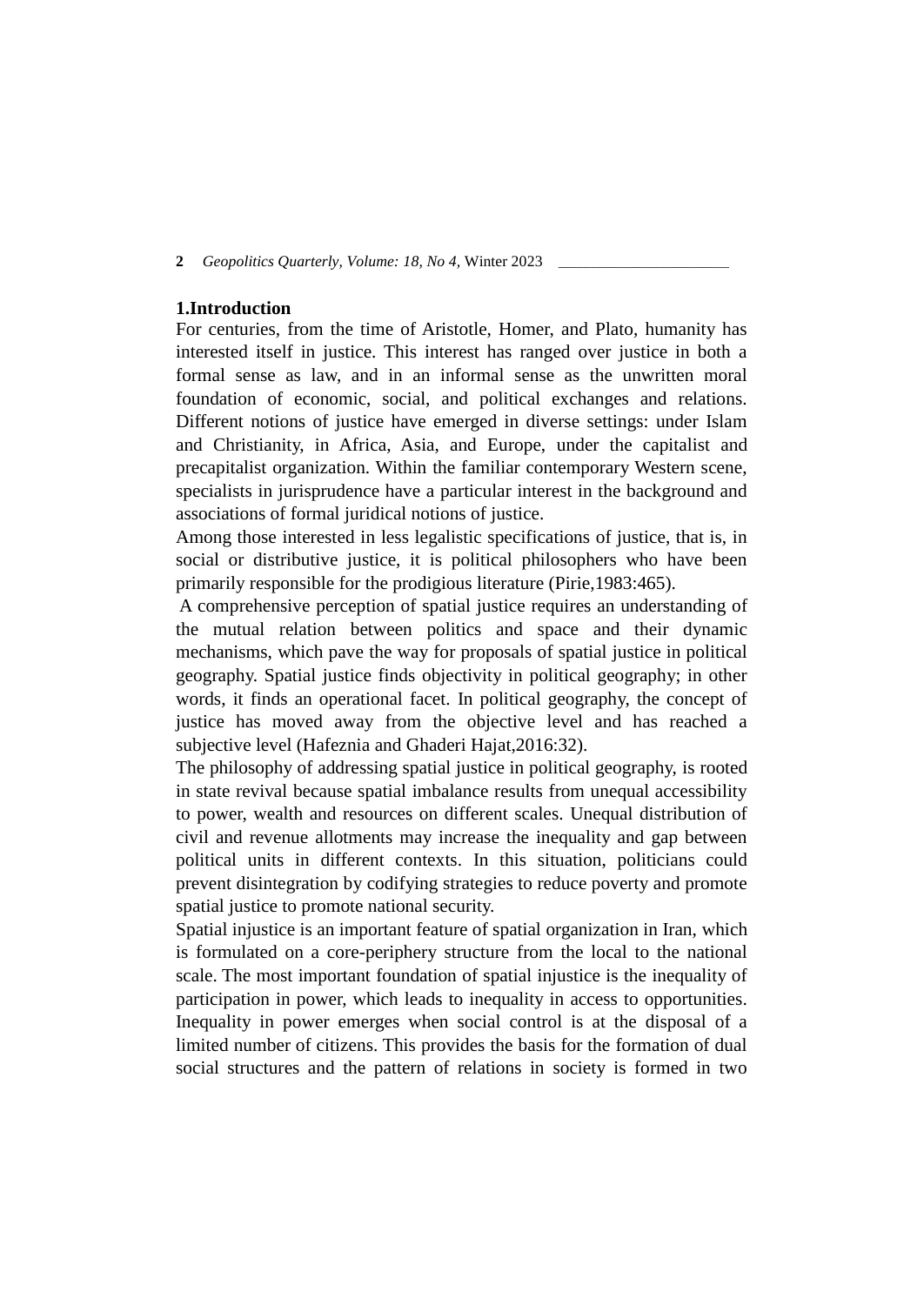## 1.Introduction

For centuries, from the time of Aristotle, Homer, and Plato, humanity has interested itself in justice. This interest has ranged over justice in both a formal sense as law, and in an informal sense as the unwritten moral foundation of economic, social, and political exchanges and relations. Different notions of justice have emerged in diverse settings: under Islam and Christianity, in Africa, Asia, and Europe, under the capitalist and precapitalist organization. Within the familiar contemporary Western scene, specialists in jurisprudence have a particular interest in the background and associations of formal juridical notions of justice.

Among those interested in less legalistic specifications of justice, that is, in social or distributive justice, it is political philosophers who have been primarily responsible for the prodigious literature (Pirie,1983:465).

A comprehensive perception of spatial justice requires an understanding of the mutual relation between politics and space and their dynamic mechanisms, which pave the way for proposals of spatial justice in political geography. Spatial justice finds objectivity in political geography; in other words, it finds an operational facet. In political geography, the concept of justice has moved away from the objective level and has reached a subjective level (Hafeznia and Ghaderi Hajat,2016:32).

The philosophy of addressing spatial justice in political geography, is rooted in state revival because spatial imbalance results from unequal accessibility to power, wealth and resources on different scales. Unequal distribution of civil and revenue allotments may increase the inequality and gap between political units in different contexts. In this situation, politicians could prevent disintegration by codifying strategies to reduce poverty and promote spatial justice to promote national security.

Spatial injustice is an important feature of spatial organization in Iran, which is formulated on a core-periphery structure from the local to the national scale. The most important foundation of spatial injustice is the inequality of participation in power, which leads to inequality in access to opportunities. Inequality in power emerges when social control is at the disposal of a limited number of citizens. This provides the basis for the formation of dual social structures and the pattern of relations in society is formed in two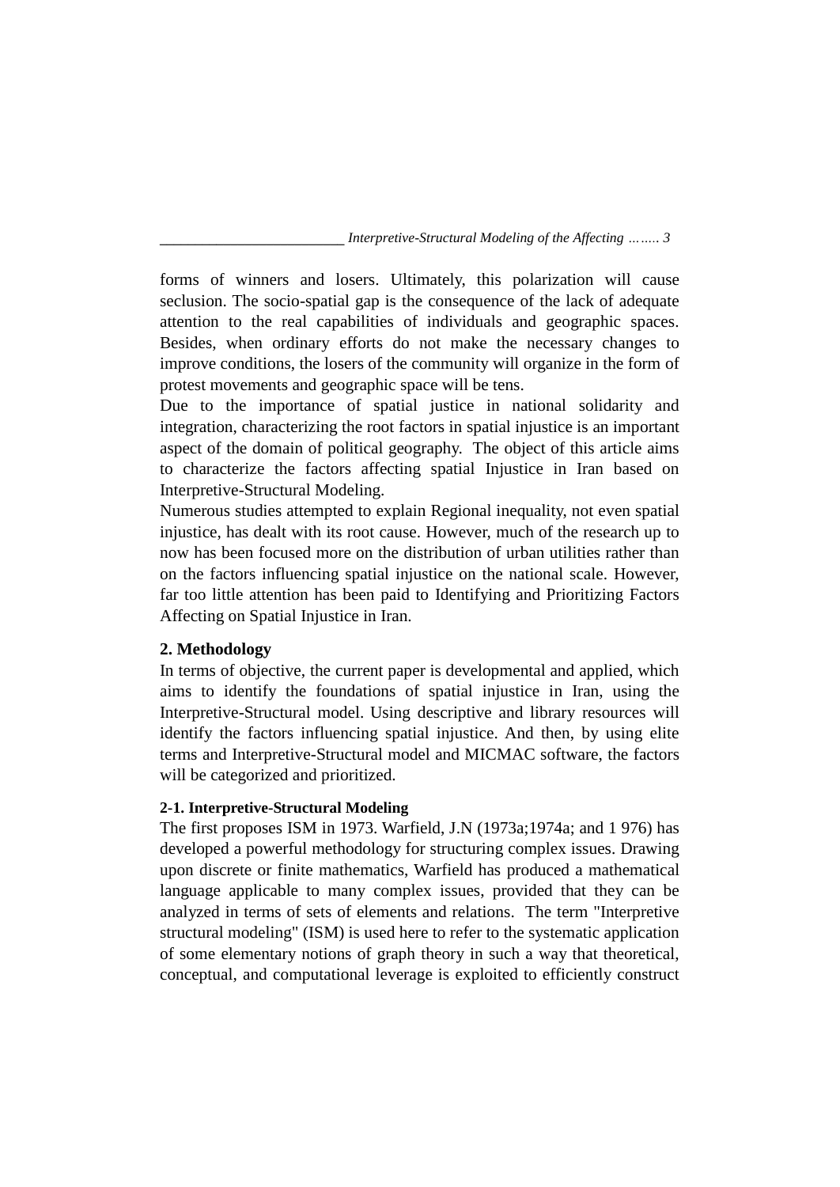forms of winners and losers. Ultimately, this polarization will cause seclusion. The socio-spatial gap is the consequence of the lack of adequate attention to the real capabilities of individuals and geographic spaces. Besides, when ordinary efforts do not make the necessary changes to improve conditions, the losers of the community will organize in the form of protest movements and geographic space will be tens.

Due to the importance of spatial justice in national solidarity and integration, characterizing the root factors in spatial injustice is an important aspect of the domain of political geography. The object of this article aims to characterize the factors affecting spatial Injustice in Iran based on Interpretive-Structural Modeling.

Numerous studies attempted to explain Regional inequality, not even spatial injustice, has dealt with its root cause. However, much of the research up to now has been focused more on the distribution of urban utilities rather than on the factors influencing spatial injustice on the national scale. However, far too little attention has been paid to Identifying and Prioritizing Factors Affecting on Spatial Injustice in Iran.

## 2. Methodology

In terms of objective, the current paper is developmental and applied, which aims to identify the foundations of spatial injustice in Iran, using the Interpretive-Structural model. Using descriptive and library resources will identify the factors influencing spatial injustice. And then, by using elite terms and Interpretive-Structural model and MICMAC software, the factors will be categorized and prioritized.

### 2-1. Interpretive-Structural Modeling

The first proposes ISM in 1973. Warfield, J.N (1973a;1974a; and 1 976) has developed a powerful methodology for structuring complex issues. Drawing upon discrete or finite mathematics, Warfield has produced a mathematical language applicable to many complex issues, provided that they can be analyzed in terms of sets of elements and relations. The term "Interpretive structural modeling" (ISM) is used here to refer to the systematic application of some elementary notions of graph theory in such a way that theoretical, conceptual, and computational leverage is exploited to efficiently construct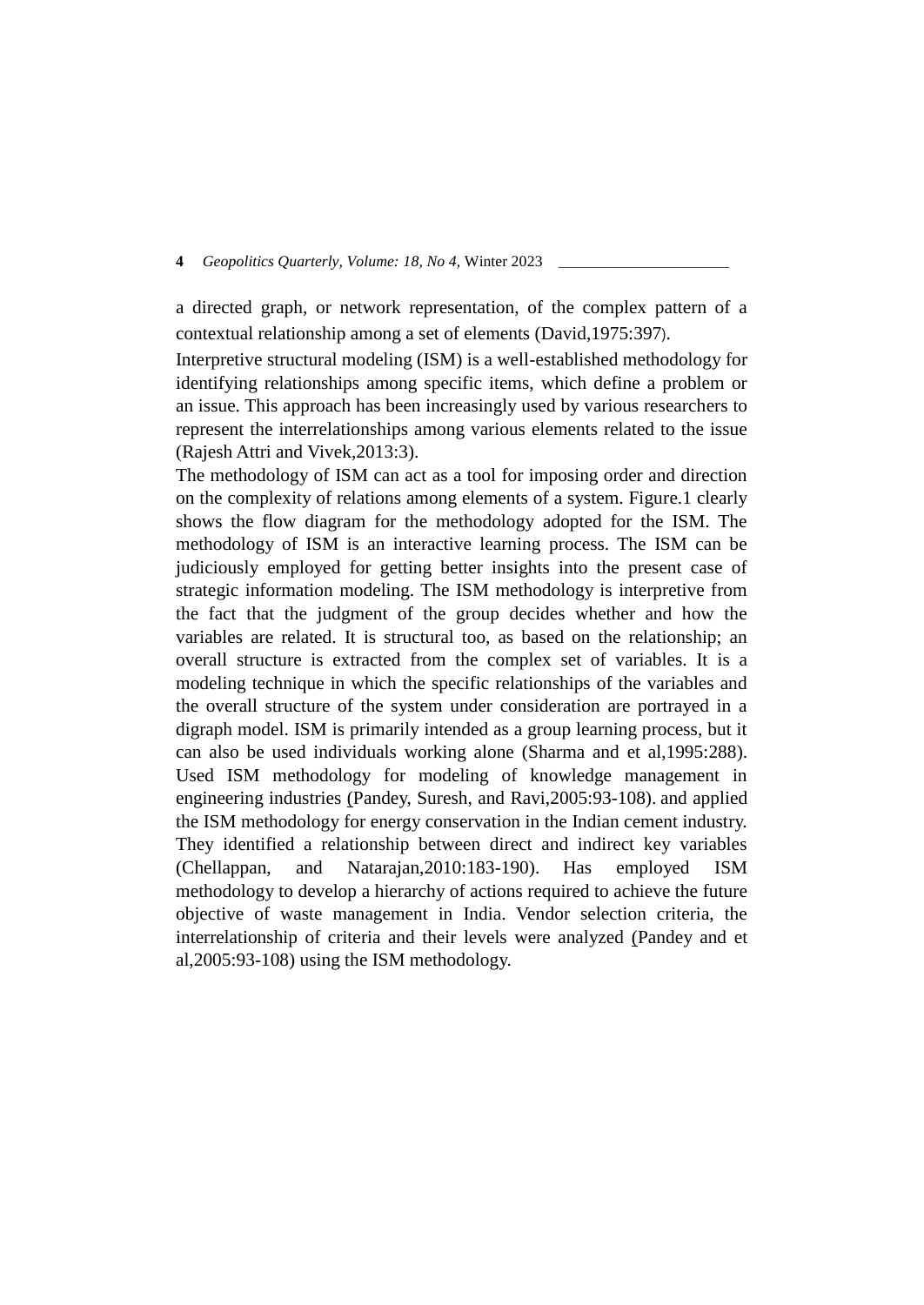a directed graph, or network representation, of the complex pattern of a contextual relationship among a set of elements (David,1975:397).

Interpretive structural modeling (ISM) is a well-established methodology for identifying relationships among specific items, which define a problem or an issue. This approach has been increasingly used by various researchers to represent the interrelationships among various elements related to the issue (Rajesh Attri and Vivek,2013:3).

The methodology of ISM can act as a tool for imposing order and direction on the complexity of relations among elements of a system. Figure.1 clearly shows the flow diagram for the methodology adopted for the ISM. The methodology of ISM is an interactive learning process. The ISM can be judiciously employed for getting better insights into the present case of strategic information modeling. The ISM methodology is interpretive from the fact that the judgment of the group decides whether and how the variables are related. It is structural too, as based on the relationship; an overall structure is extracted from the complex set of variables. It is a modeling technique in which the specific relationships of the variables and the overall structure of the system under consideration are portrayed in a digraph model. ISM is primarily intended as a group learning process, but it can also be used individuals working alone (Sharma and et al,1995:288). Used ISM methodology for modeling of knowledge management in engineering industries (Pandey, Suresh, and Ravi,2005:93-108). and applied the ISM methodology for energy conservation in the Indian cement industry. They identified a relationship between direct and indirect key variables (Chellappan, and Natarajan,2010:183-190). Has employed ISM methodology to develop a hierarchy of actions required to achieve the future objective of waste management in India. Vendor selection criteria, the interrelationship of criteria and their levels were analyzed (Pandey and et al,2005:93-108) using the ISM methodology.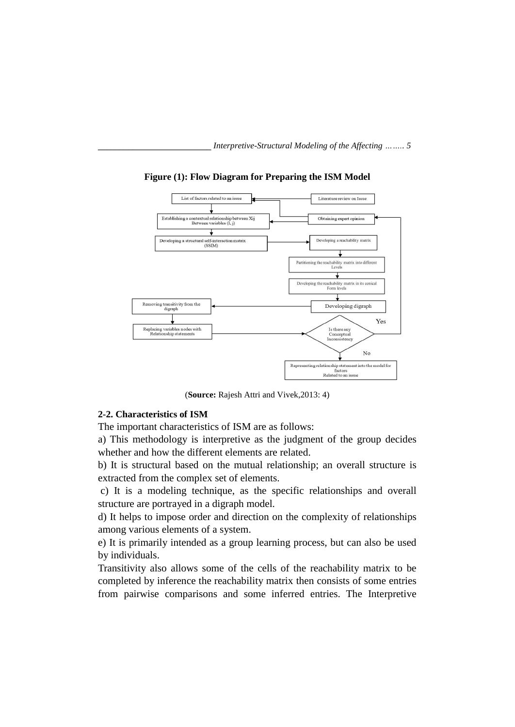**Figure (1): Flow Diagram for Preparing the ISM Model**

(**Source:** Rajesh Attri and Vivek,2013: 4)

### 2-2. Characteristics of ISM

The important characteristics of ISM are as follows:

a) This methodology is interpretive as the judgment of the group decides whether and how the different elements are related.

b) It is structural based on the mutual relationship; an overall structure is extracted from the complex set of elements.

c) It is a modeling technique, as the specific relationships and overall structure are portrayed in a digraph model.

d) It helps to impose order and direction on the complexity of relationships among various elements of a system.

e) It is primarily intended as a group learning process, but can also be used by individuals.

Transitivity also allows some of the cells of the reachability matrix to be completed by inference the reachability matrix then consists of some entries from pairwise comparisons and some inferred entries. The Interpretive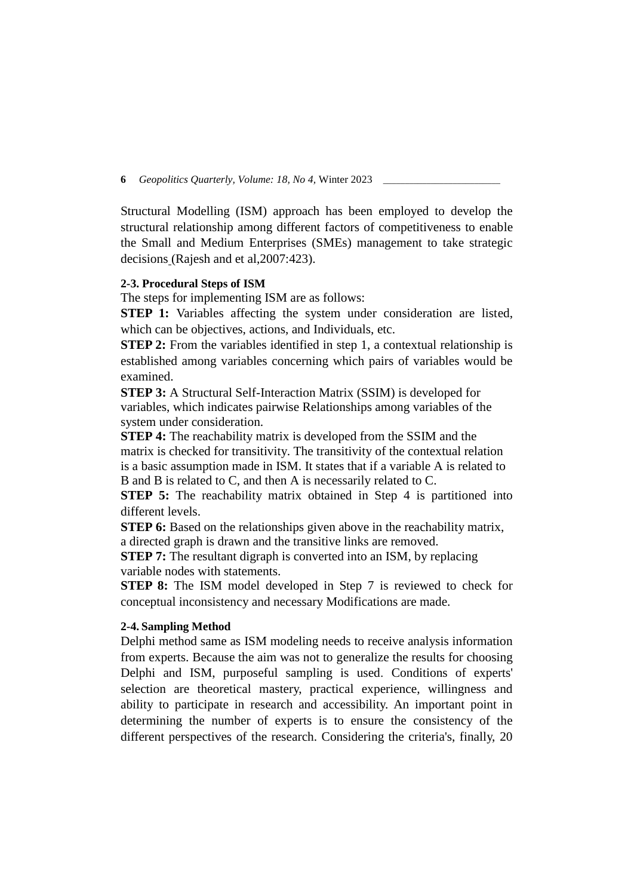Structural Modelling (ISM) approach has been employed to develop the structural relationship among different factors of competitiveness to enable the Small and Medium Enterprises (SMEs) management to take strategic decisions (Rajesh and et al,2007:423).

### 2-3. Procedural Steps of ISM

The steps for implementing ISM are as follows:

**STEP 1:** Variables affecting the system under consideration are listed, which can be objectives, actions, and Individuals, etc.

**STEP 2:** From the variables identified in step 1, a contextual relationship is established among variables concerning which pairs of variables would be examined.

**STEP 3:** A Structural Self-Interaction Matrix (SSIM) is developed for variables, which indicates pairwise Relationships among variables of the system under consideration.

**STEP 4:** The reachability matrix is developed from the SSIM and the matrix is checked for transitivity. The transitivity of the contextual relation is a basic assumption made in ISM. It states that if a variable A is related to B and B is related to C, and then A is necessarily related to C.

**STEP 5:** The reachability matrix obtained in Step 4 is partitioned into different levels.

**STEP 6:** Based on the relationships given above in the reachability matrix, a directed graph is drawn and the transitive links are removed.

**STEP 7:** The resultant digraph is converted into an ISM, by replacing variable nodes with statements.

**STEP 8:** The ISM model developed in Step 7 is reviewed to check for conceptual inconsistency and necessary Modifications are made.

### 2-4. Sampling Method

Delphi method same as ISM modeling needs to receive analysis information from experts. Because the aim was not to generalize the results for choosing Delphi and ISM, purposeful sampling is used. Conditions of experts' selection are theoretical mastery, practical experience, willingness and ability to participate in research and accessibility. An important point in determining the number of experts is to ensure the consistency of the different perspectives of the research. Considering the criteria's, finally, 20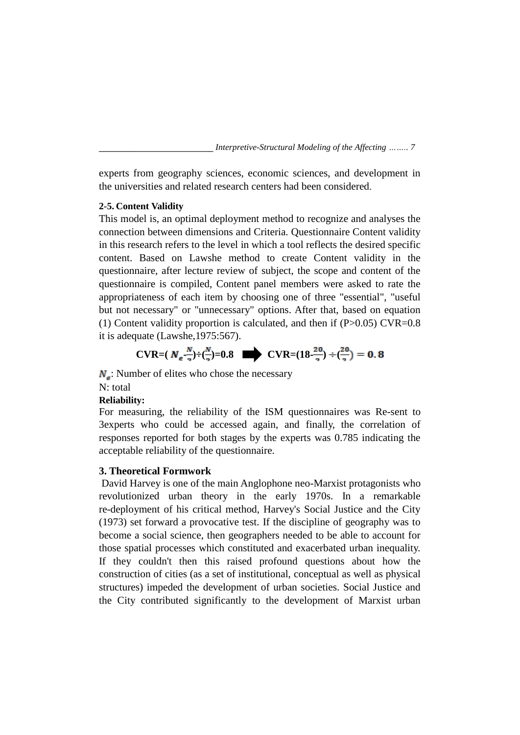experts from geography sciences, economic sciences, and development in the universities and related research centers had been considered.

#### 2-5. Content Validity

This model is, an optimal deployment method to recognize and analyses the connection between dimensions and Criteria. Questionnaire Content validity in this research refers to the level in which a tool reflects the desired specific content. Based on Lawshe method to create Content validity in the questionnaire, after lecture review of subject, the scope and content of the questionnaire is compiled, Content panel members were asked to rate the appropriateness of each item by choosing one of three "essential", "useful but not necessary" or "unnecessary" options. After that, based on equation (1) Content validity proportion is calculated, and then if (P>0.05) CVR=0.8 it is adequate (Lawshe,1975:567).

$$\text{CVR}=\left(N_e-\frac{N}{2}\right)\div\left(\frac{N}{2}\right)=0.8 \Rightarrow \text{CVR}=\left(18-\frac{20}{2}\right)\div\left(\frac{20}{2}\right)=0.8$$

$N_e$: Number of elites who chose the necessary

N: total

**Reliability:**

For measuring, the reliability of the ISM questionnaires was Re-sent to 3experts who could be accessed again, and finally, the correlation of responses reported for both stages by the experts was 0.785 indicating the acceptable reliability of the questionnaire.

### 3. Theoretical Formwork

David Harvey is one of the main Anglophone neo-Marxist protagonists who revolutionized urban theory in the early 1970s. In a remarkable re-deployment of his critical method, Harvey's Social Justice and the City (1973) set forward a provocative test. If the discipline of geography was to become a social science, then geographers needed to be able to account for those spatial processes which constituted and exacerbated urban inequality. If they couldn't then this raised profound questions about how the construction of cities (as a set of institutional, conceptual as well as physical structures) impeded the development of urban societies. Social Justice and the City contributed significantly to the development of Marxist urban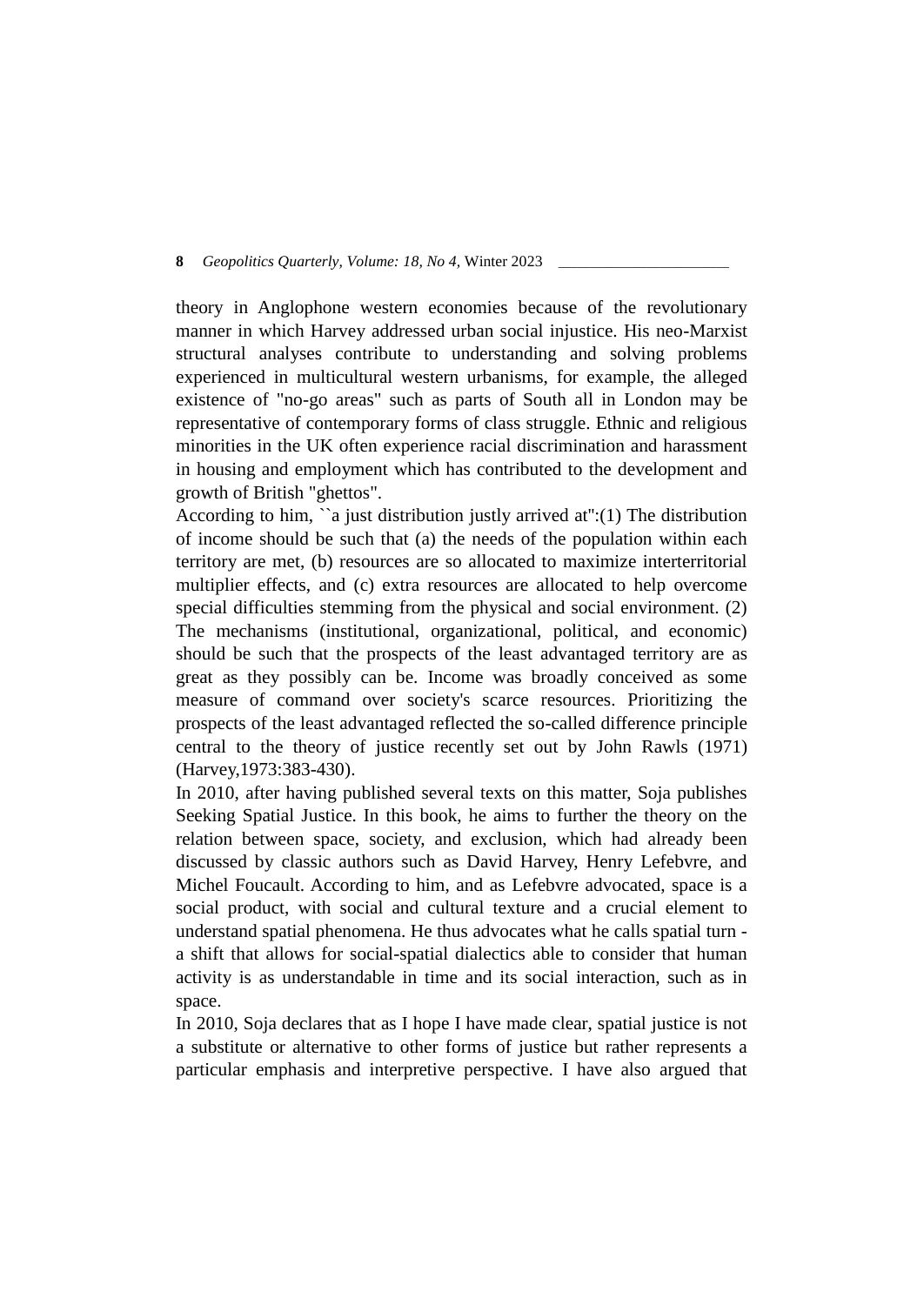theory in Anglophone western economies because of the revolutionary manner in which Harvey addressed urban social injustice. His neo-Marxist structural analyses contribute to understanding and solving problems experienced in multicultural western urbanisms, for example, the alleged existence of "no-go areas" such as parts of South all in London may be representative of contemporary forms of class struggle. Ethnic and religious minorities in the UK often experience racial discrimination and harassment in housing and employment which has contributed to the development and growth of British "ghettos".

According to him, ``a just distribution justly arrived at":(1) The distribution of income should be such that (a) the needs of the population within each territory are met, (b) resources are so allocated to maximize interterritorial multiplier effects, and (c) extra resources are allocated to help overcome special difficulties stemming from the physical and social environment. (2) The mechanisms (institutional, organizational, political, and economic) should be such that the prospects of the least advantaged territory are as great as they possibly can be. Income was broadly conceived as some measure of command over society's scarce resources. Prioritizing the prospects of the least advantaged reflected the so-called difference principle central to the theory of justice recently set out by John Rawls (1971) (Harvey,1973:383-430).

In 2010, after having published several texts on this matter, Soja publishes Seeking Spatial Justice. In this book, he aims to further the theory on the relation between space, society, and exclusion, which had already been discussed by classic authors such as David Harvey, Henry Lefebvre, and Michel Foucault. According to him, and as Lefebvre advocated, space is a social product, with social and cultural texture and a crucial element to understand spatial phenomena. He thus advocates what he calls spatial turn - a shift that allows for social-spatial dialectics able to consider that human activity is as understandable in time and its social interaction, such as in space.

In 2010, Soja declares that as I hope I have made clear, spatial justice is not a substitute or alternative to other forms of justice but rather represents a particular emphasis and interpretive perspective. I have also argued that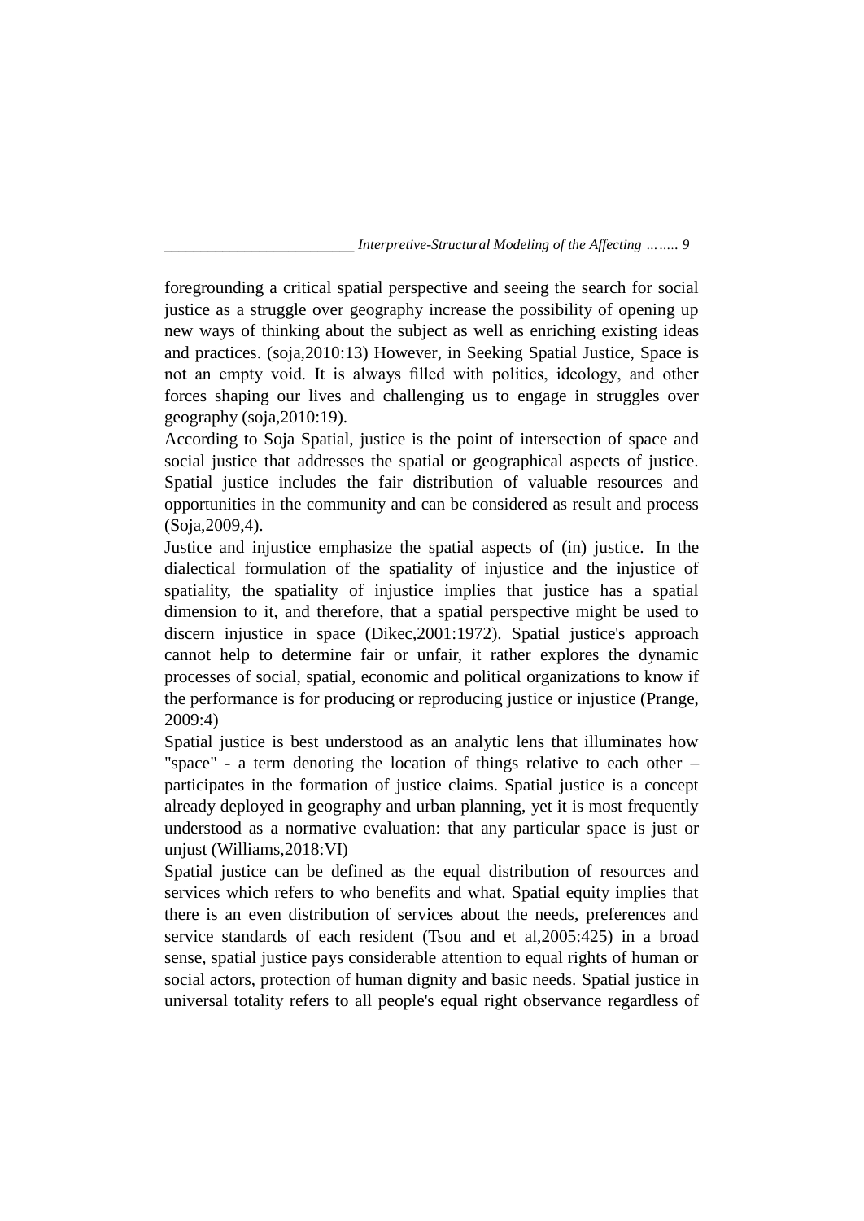foregrounding a critical spatial perspective and seeing the search for social justice as a struggle over geography increase the possibility of opening up new ways of thinking about the subject as well as enriching existing ideas and practices. (soja,2010:13) However, in Seeking Spatial Justice, Space is not an empty void. It is always filled with politics, ideology, and other forces shaping our lives and challenging us to engage in struggles over geography (soja,2010:19).

According to Soja Spatial, justice is the point of intersection of space and social justice that addresses the spatial or geographical aspects of justice. Spatial justice includes the fair distribution of valuable resources and opportunities in the community and can be considered as result and process (Soja,2009,4).

Justice and injustice emphasize the spatial aspects of (in) justice. In the dialectical formulation of the spatiality of injustice and the injustice of spatiality, the spatiality of injustice implies that justice has a spatial dimension to it, and therefore, that a spatial perspective might be used to discern injustice in space (Dikec,2001:1972). Spatial justice's approach cannot help to determine fair or unfair, it rather explores the dynamic processes of social, spatial, economic and political organizations to know if the performance is for producing or reproducing justice or injustice (Prange, 2009:4)

Spatial justice is best understood as an analytic lens that illuminates how "space" - a term denoting the location of things relative to each other – participates in the formation of justice claims. Spatial justice is a concept already deployed in geography and urban planning, yet it is most frequently understood as a normative evaluation: that any particular space is just or unjust (Williams,2018:VI)

Spatial justice can be defined as the equal distribution of resources and services which refers to who benefits and what. Spatial equity implies that there is an even distribution of services about the needs, preferences and service standards of each resident (Tsou and et al,2005:425) in a broad sense, spatial justice pays considerable attention to equal rights of human or social actors, protection of human dignity and basic needs. Spatial justice in universal totality refers to all people's equal right observance regardless of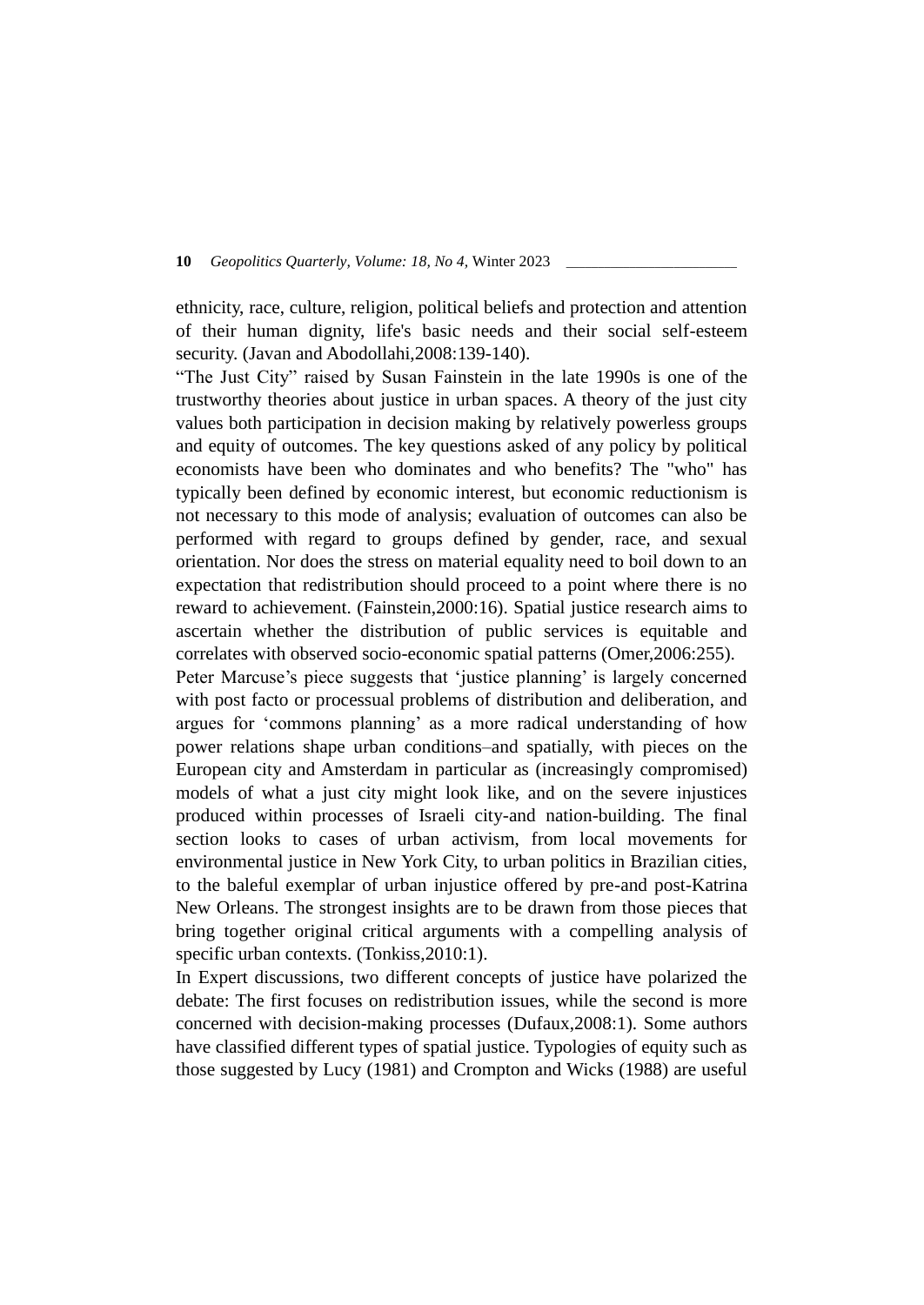ethnicity, race, culture, religion, political beliefs and protection and attention of their human dignity, life's basic needs and their social self-esteem security. (Javan and Abodollahi,2008:139-140).

“The Just City” raised by Susan Fainstein in the late 1990s is one of the trustworthy theories about justice in urban spaces. A theory of the just city values both participation in decision making by relatively powerless groups and equity of outcomes. The key questions asked of any policy by political economists have been who dominates and who benefits? The "who" has typically been defined by economic interest, but economic reductionism is not necessary to this mode of analysis; evaluation of outcomes can also be performed with regard to groups defined by gender, race, and sexual orientation. Nor does the stress on material equality need to boil down to an expectation that redistribution should proceed to a point where there is no reward to achievement. (Fainstein,2000:16). Spatial justice research aims to ascertain whether the distribution of public services is equitable and correlates with observed socio-economic spatial patterns (Omer,2006:255).

Peter Marcuse’s piece suggests that ‘justice planning’ is largely concerned with post facto or processual problems of distribution and deliberation, and argues for ‘commons planning’ as a more radical understanding of how power relations shape urban conditions–and spatially, with pieces on the European city and Amsterdam in particular as (increasingly compromised) models of what a just city might look like, and on the severe injustices produced within processes of Israeli city-and nation-building. The final section looks to cases of urban activism, from local movements for environmental justice in New York City, to urban politics in Brazilian cities, to the baleful exemplar of urban injustice offered by pre-and post-Katrina New Orleans. The strongest insights are to be drawn from those pieces that bring together original critical arguments with a compelling analysis of specific urban contexts. (Tonkiss,2010:1).

In Expert discussions, two different concepts of justice have polarized the debate: The first focuses on redistribution issues, while the second is more concerned with decision-making processes (Dufaux,2008:1). Some authors have classified different types of spatial justice. Typologies of equity such as those suggested by Lucy (1981) and Crompton and Wicks (1988) are useful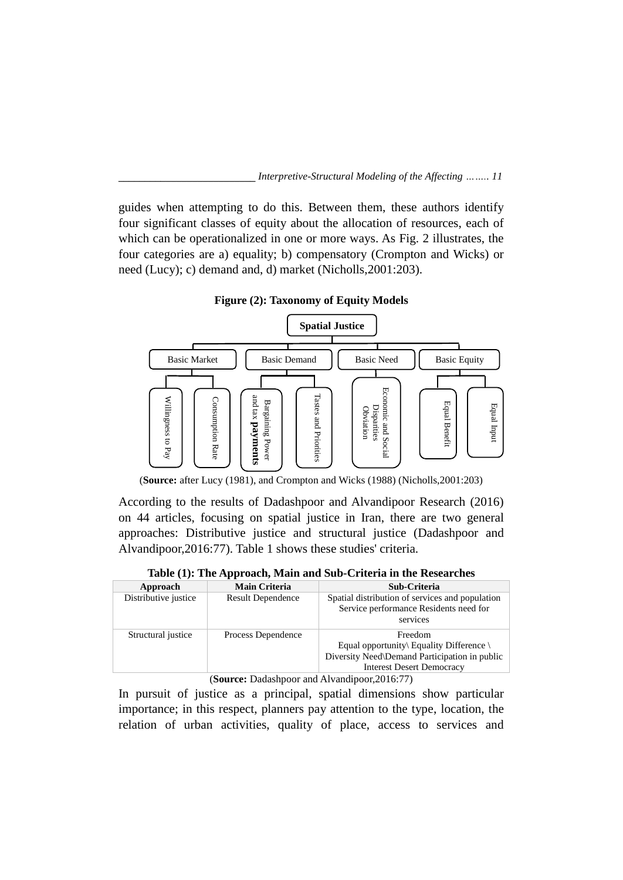guides when attempting to do this. Between them, these authors identify four significant classes of equity about the allocation of resources, each of which can be operationalized in one or more ways. As Fig. 2 illustrates, the four categories are a) equality; b) compensatory (Crompton and Wicks) or need (Lucy); c) demand and, d) market (Nicholls,2001:203).

**Figure (2): Taxonomy of Equity Models**

- Spatial Justice
  - Basic Market
    - Willingness to Pay
    - Consumption Rate
  - Basic Demand
    - Bargaining Power and tax **payments**
    - Tastes and Priorities
  - Basic Need
    - Economic and Social Disparities Obviation
  - Basic Equity
    - Equal Benefit
    - Equal Input

(**Source:** after Lucy (1981), and Crompton and Wicks (1988) (Nicholls,2001:203)

According to the results of Dadashpoor and Alvandipoor Research (2016) on 44 articles, focusing on spatial justice in Iran, there are two general approaches: Distributive justice and structural justice (Dadashpoor and Alvandipoor,2016:77). Table 1 shows these studies' criteria.

**Table (1): The Approach, Main and Sub-Criteria in the Researches**

| Approach | Main Criteria | Sub-Criteria |
| --- | --- | --- |
| Distributive justice | Result Dependence | Spatial distribution of services and population Service performance Residents need for services |
| Structural justice | Process Dependence | Freedom Equal opportunity\ Equality Difference \ Diversity Need\Demand Participation in public Interest Desert Democracy |

(**Source:** Dadashpoor and Alvandipoor,2016:77)

In pursuit of justice as a principal, spatial dimensions show particular importance; in this respect, planners pay attention to the type, location, the relation of urban activities, quality of place, access to services and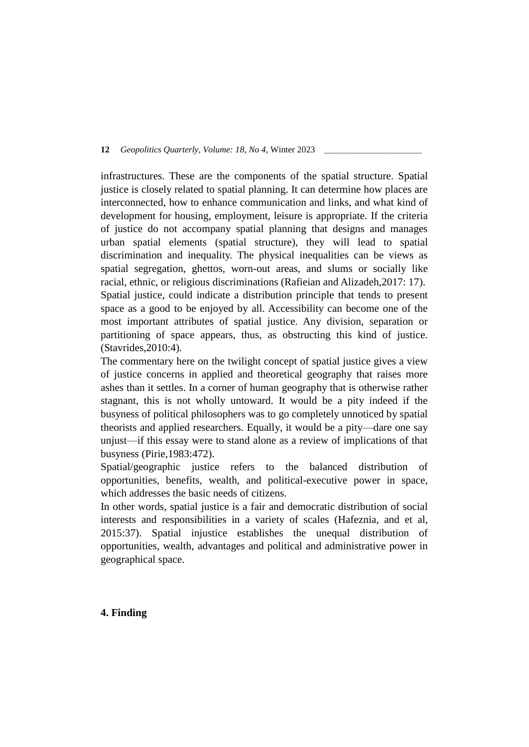infrastructures. These are the components of the spatial structure. Spatial justice is closely related to spatial planning. It can determine how places are interconnected, how to enhance communication and links, and what kind of development for housing, employment, leisure is appropriate. If the criteria of justice do not accompany spatial planning that designs and manages urban spatial elements (spatial structure), they will lead to spatial discrimination and inequality. The physical inequalities can be views as spatial segregation, ghettos, worn-out areas, and slums or socially like racial, ethnic, or religious discriminations (Rafieian and Alizadeh,2017: 17).

Spatial justice, could indicate a distribution principle that tends to present space as a good to be enjoyed by all. Accessibility can become one of the most important attributes of spatial justice. Any division, separation or partitioning of space appears, thus, as obstructing this kind of justice. (Stavrides,2010:4).

The commentary here on the twilight concept of spatial justice gives a view of justice concerns in applied and theoretical geography that raises more ashes than it settles. In a corner of human geography that is otherwise rather stagnant, this is not wholly untoward. It would be a pity indeed if the busyness of political philosophers was to go completely unnoticed by spatial theorists and applied researchers. Equally, it would be a pity—dare one say unjust—if this essay were to stand alone as a review of implications of that busyness (Pirie,1983:472).

Spatial/geographic justice refers to the balanced distribution of opportunities, benefits, wealth, and political-executive power in space, which addresses the basic needs of citizens.

In other words, spatial justice is a fair and democratic distribution of social interests and responsibilities in a variety of scales (Hafeznia, and et al, 2015:37). Spatial injustice establishes the unequal distribution of opportunities, wealth, advantages and political and administrative power in geographical space.

## 4. Finding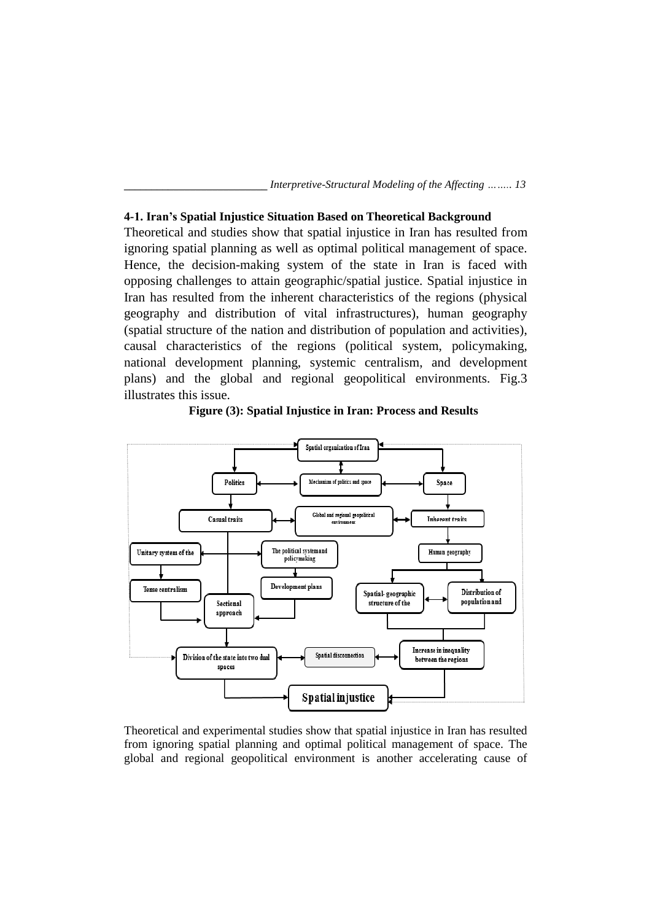### 4-1. Iran's Spatial Injustice Situation Based on Theoretical Background

Theoretical and studies show that spatial injustice in Iran has resulted from ignoring spatial planning as well as optimal political management of space. Hence, the decision-making system of the state in Iran is faced with opposing challenges to attain geographic/spatial justice. Spatial injustice in Iran has resulted from the inherent characteristics of the regions (physical geography and distribution of vital infrastructures), human geography (spatial structure of the nation and distribution of population and activities), causal characteristics of the regions (political system, policymaking, national development planning, systemic centralism, and development plans) and the global and regional geopolitical environments. Fig.3 illustrates this issue.

**Figure (3): Spatial Injustice in Iran: Process and Results**

Theoretical and experimental studies show that spatial injustice in Iran has resulted from ignoring spatial planning and optimal political management of space. The global and regional geopolitical environment is another accelerating cause of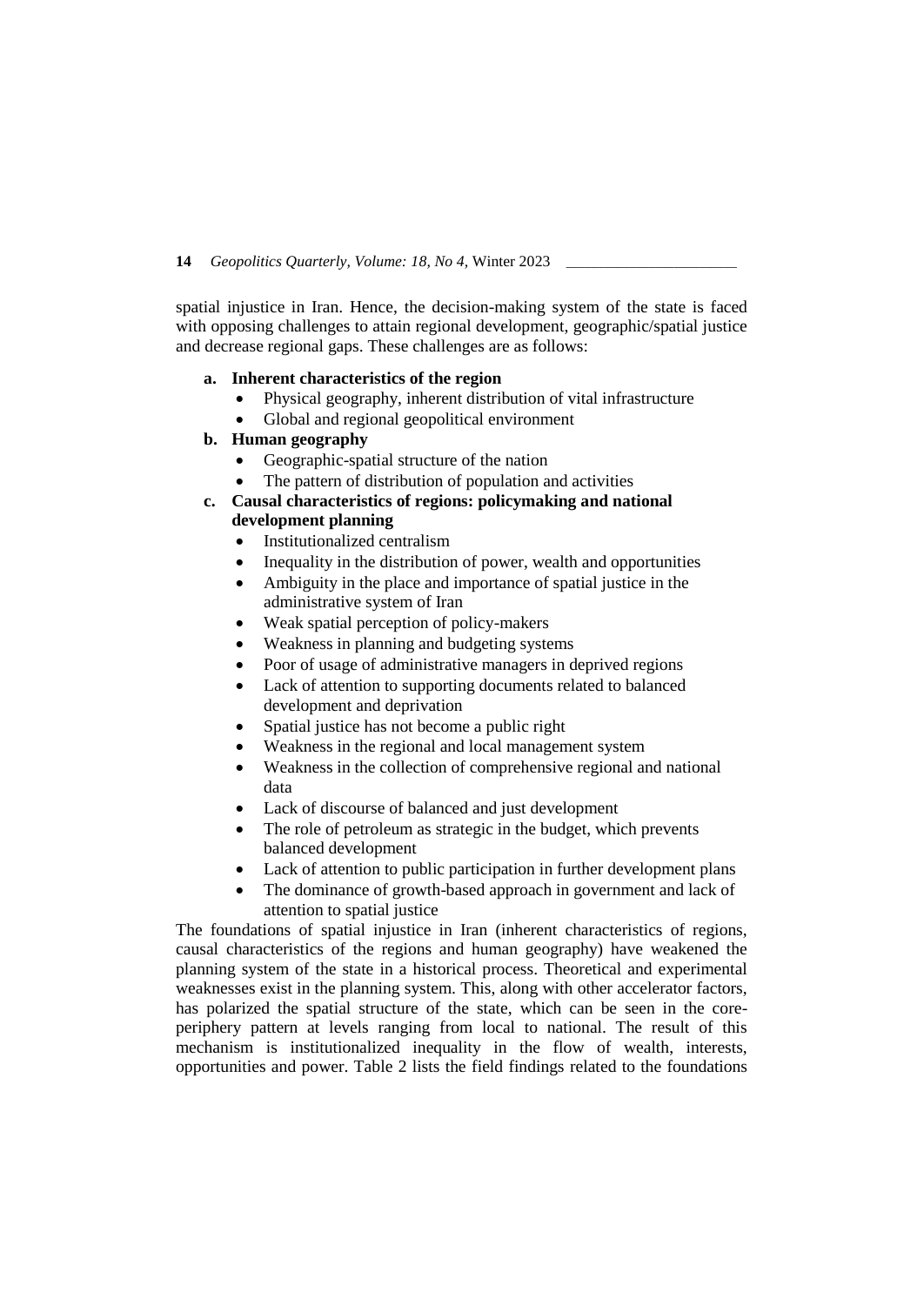spatial injustice in Iran. Hence, the decision-making system of the state is faced with opposing challenges to attain regional development, geographic/spatial justice and decrease regional gaps. These challenges are as follows:

a. **Inherent characteristics of the region**
   - Physical geography, inherent distribution of vital infrastructure
   - Global and regional geopolitical environment
b. **Human geography**
   - Geographic-spatial structure of the nation
   - The pattern of distribution of population and activities
c. **Causal characteristics of regions: policymaking and national development planning**
   - Institutionalized centralism
   - Inequality in the distribution of power, wealth and opportunities
   - Ambiguity in the place and importance of spatial justice in the administrative system of Iran
   - Weak spatial perception of policy-makers
   - Weakness in planning and budgeting systems
   - Poor of usage of administrative managers in deprived regions
   - Lack of attention to supporting documents related to balanced development and deprivation
   - Spatial justice has not become a public right
   - Weakness in the regional and local management system
   - Weakness in the collection of comprehensive regional and national data
   - Lack of discourse of balanced and just development
   - The role of petroleum as strategic in the budget, which prevents balanced development
   - Lack of attention to public participation in further development plans
   - The dominance of growth-based approach in government and lack of attention to spatial justice

The foundations of spatial injustice in Iran (inherent characteristics of regions, causal characteristics of the regions and human geography) have weakened the planning system of the state in a historical process. Theoretical and experimental weaknesses exist in the planning system. This, along with other accelerator factors, has polarized the spatial structure of the state, which can be seen in the core-periphery pattern at levels ranging from local to national. The result of this mechanism is institutionalized inequality in the flow of wealth, interests, opportunities and power. Table 2 lists the field findings related to the foundations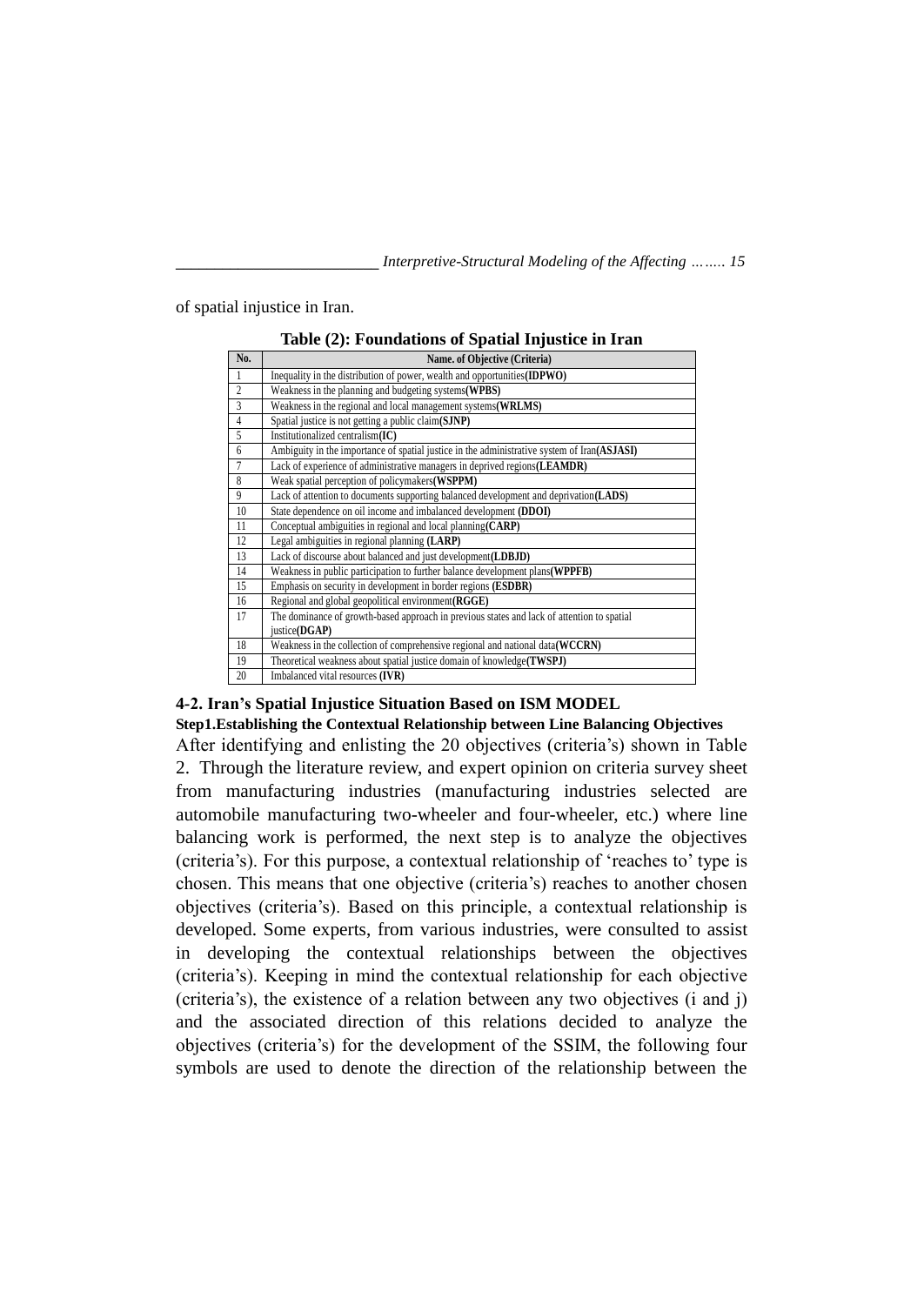of spatial injustice in Iran.

**Table (2): Foundations of Spatial Injustice in Iran**

| No. | Name. of Objective (Criteria) |
|---|---|
| 1 | Inequality in the distribution of power, wealth and opportunities(**IDPWO**) |
| 2 | Weakness in the planning and budgeting systems(**WPBS**) |
| 3 | Weakness in the regional and local management systems(**WRLMS**) |
| 4 | Spatial justice is not getting a public claim(**SJNP**) |
| 5 | Institutionalized centralism(**IC**) |
| 6 | Ambiguity in the importance of spatial justice in the administrative system of Iran(**ASJASI**) |
| 7 | Lack of experience of administrative managers in deprived regions(**LEAMDR**) |
| 8 | Weak spatial perception of policymakers(**WSPPM**) |
| 9 | Lack of attention to documents supporting balanced development and deprivation(**LADS**) |
| 10 | State dependence on oil income and imbalanced development (**DDOI**) |
| 11 | Conceptual ambiguities in regional and local planning(**CARP**) |
| 12 | Legal ambiguities in regional planning (**LARP**) |
| 13 | Lack of discourse about balanced and just development(**LDBJD**) |
| 14 | Weakness in public participation to further balance development plans(**WPPFB**) |
| 15 | Emphasis on security in development in border regions (**ESDBR**) |
| 16 | Regional and global geopolitical environment(**RGGE**) |
| 17 | The dominance of growth-based approach in previous states and lack of attention to spatial justice(**DGAP**) |
| 18 | Weakness in the collection of comprehensive regional and national data(**WCCRN**) |
| 19 | Theoretical weakness about spatial justice domain of knowledge(**TWSPJ**) |
| 20 | Imbalanced vital resources (**IVR**) |

### 4-2. Iran's Spatial Injustice Situation Based on ISM MODEL

**Step1.Establishing the Contextual Relationship between Line Balancing Objectives**

After identifying and enlisting the 20 objectives (criteria's) shown in Table 2. Through the literature review, and expert opinion on criteria survey sheet from manufacturing industries (manufacturing industries selected are automobile manufacturing two-wheeler and four-wheeler, etc.) where line balancing work is performed, the next step is to analyze the objectives (criteria's). For this purpose, a contextual relationship of 'reaches to' type is chosen. This means that one objective (criteria's) reaches to another chosen objectives (criteria's). Based on this principle, a contextual relationship is developed. Some experts, from various industries, were consulted to assist in developing the contextual relationships between the objectives (criteria's). Keeping in mind the contextual relationship for each objective (criteria's), the existence of a relation between any two objectives (i and j) and the associated direction of this relations decided to analyze the objectives (criteria's) for the development of the SSIM, the following four symbols are used to denote the direction of the relationship between the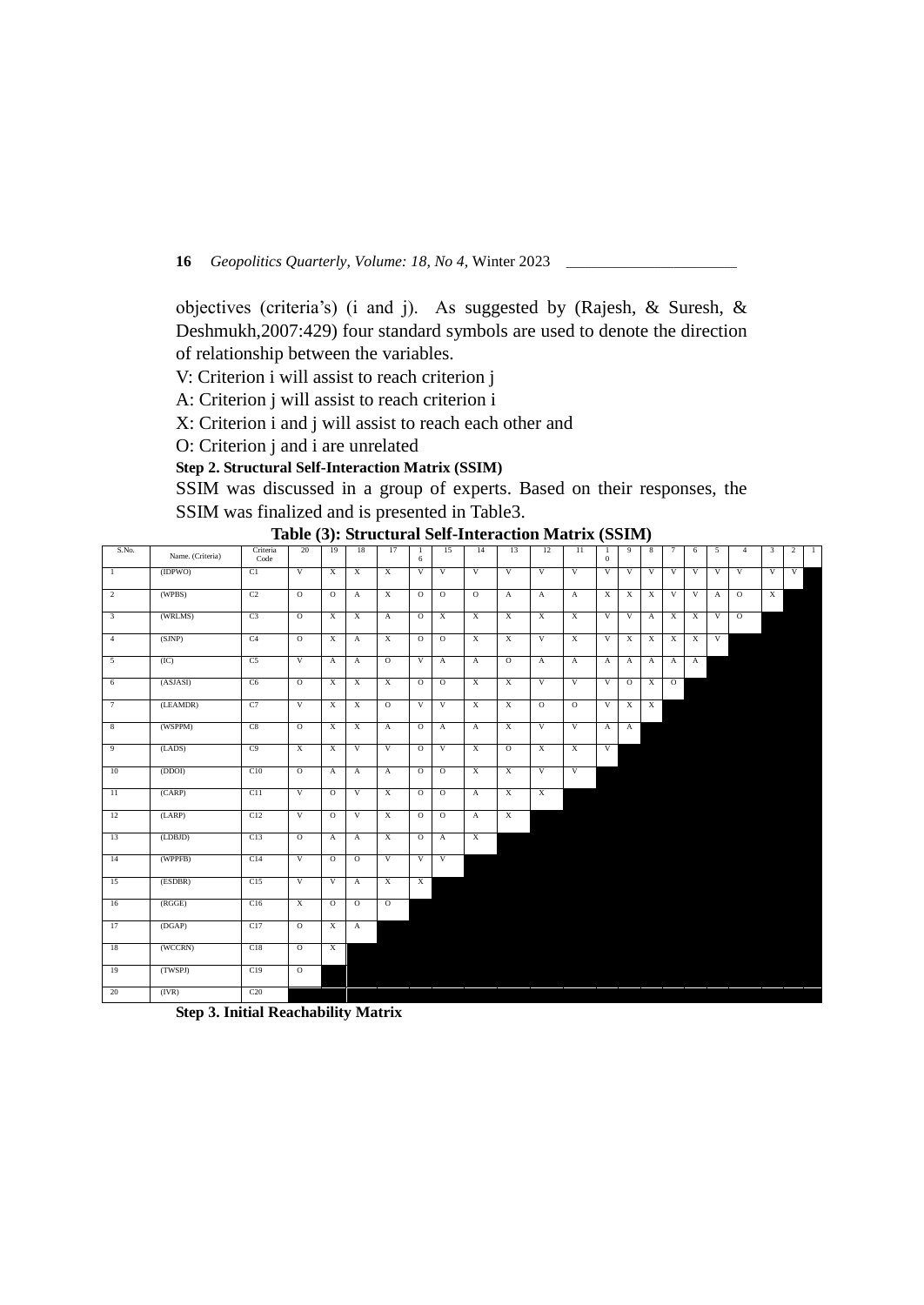objectives (criteria's) (i and j). As suggested by (Rajesh, & Suresh, & Deshmukh,2007:429) four standard symbols are used to denote the direction of relationship between the variables.

V: Criterion i will assist to reach criterion j

A: Criterion j will assist to reach criterion i

X: Criterion i and j will assist to reach each other and

O: Criterion j and i are unrelated

**Step 2. Structural Self-Interaction Matrix (SSIM)**

SSIM was discussed in a group of experts. Based on their responses, the SSIM was finalized and is presented in Table3.

**Table (3): Structural Self-Interaction Matrix (SSIM)**

| S.No. | Name. (Criteria) | Criteria Code | 20 | 19 | 18 | 17 | 16 | 15 | 14 | 13 | 12 | 11 | 10 | 9 | 8 | 7 | 6 | 5 | 4 | 3 | 2 | 1 |
|---|---|---|---|---|---|---|---|---|---|---|---|---|---|---|---|---|---|---|---|---|---|---|
| 1 | (IDPWO) | C1 | V | X | X | X | V | V | V | V | V | V | V | V | V | V | V | V | V | V | V | |
| 2 | (WPBS) | C2 | O | O | A | X | O | O | O | A | A | A | X | X | X | V | V | A | O | X | | |
| 3 | (WRLMS) | C3 | O | X | X | A | O | X | X | X | X | X | V | V | A | X | X | V | O | | | |
| 4 | (SJNP) | C4 | O | X | A | X | O | O | X | X | V | X | V | X | X | X | X | V | | | | |
| 5 | (IC) | C5 | V | A | A | O | V | A | A | O | A | A | A | A | A | A | A | | | | | |
| 6 | (ASJASI) | C6 | O | X | X | X | O | O | X | X | V | V | V | O | X | O | | | | | | |
| 7 | (LEAMDR) | C7 | V | X | X | O | V | V | X | X | O | O | V | X | X | | | | | | | |
| 8 | (WSPPM) | C8 | O | X | X | A | O | A | A | X | V | V | A | A | | | | | | | | |
| 9 | (LADS) | C9 | X | X | V | V | O | V | X | O | X | X | V | | | | | | | | | |
| 10 | (DDOI) | C10 | O | A | A | A | O | O | X | X | V | V | | | | | | | | | | |
| 11 | (CARP) | C11 | V | O | V | X | O | O | A | X | X | | | | | | | | | | | |
| 12 | (LARP) | C12 | V | O | V | X | O | O | A | X | | | | | | | | | | | | |
| 13 | (LDBJD) | C13 | O | A | A | X | O | A | X | | | | | | | | | | | | | |
| 14 | (WPPFB) | C14 | V | O | O | V | V | V | | | | | | | | | | | | | | |
| 15 | (ESDBR) | C15 | V | V | A | X | X | | | | | | | | | | | | | | | |
| 16 | (RGGE) | C16 | X | O | O | O | | | | | | | | | | | | | | | | |
| 17 | (DGAP) | C17 | O | X | A | | | | | | | | | | | | | | | | | |
| 18 | (WCCRN) | C18 | O | X | | | | | | | | | | | | | | | | | | |
| 19 | (TWSPJ) | C19 | O | | | | | | | | | | | | | | | | | | | |
| 20 | (IVR) | C20 | | | | | | | | | | | | | | | | | | | | |

**Step 3. Initial Reachability Matrix**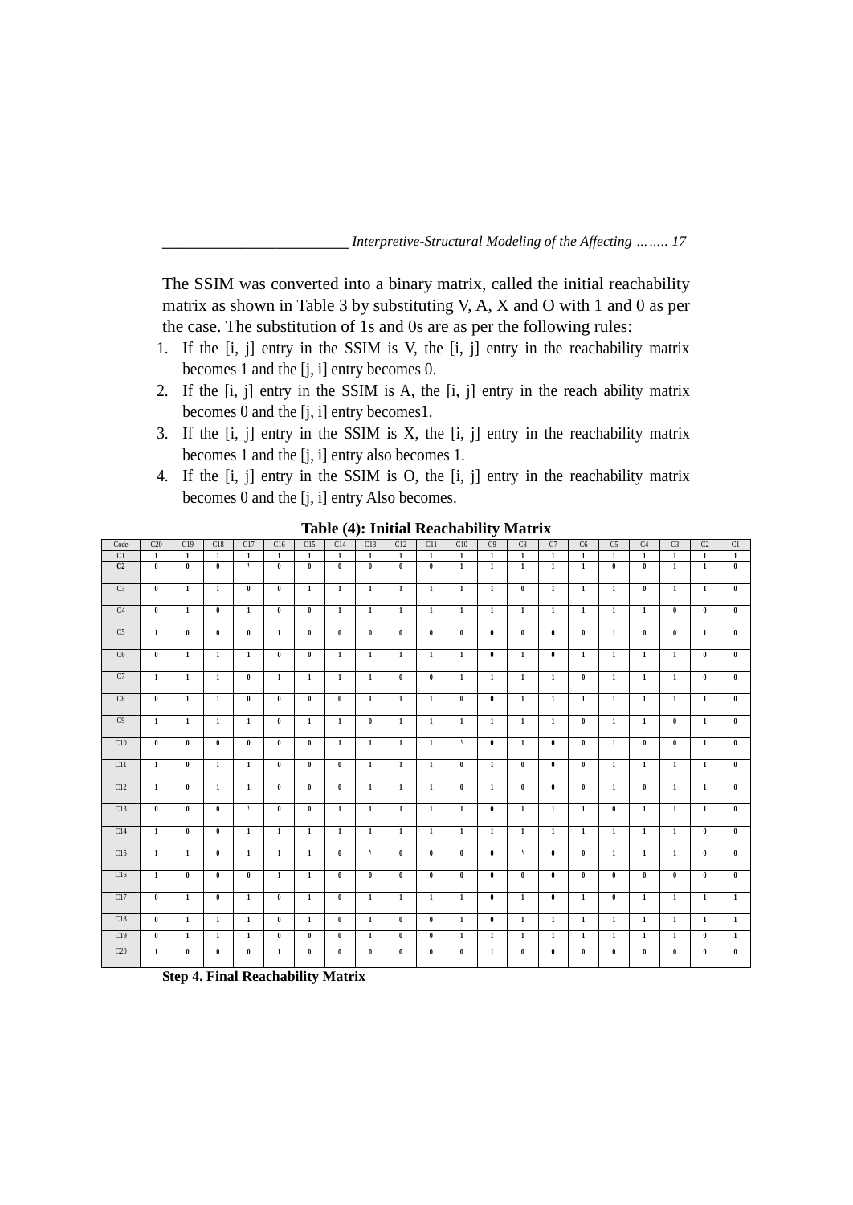The SSIM was converted into a binary matrix, called the initial reachability matrix as shown in Table 3 by substituting V, A, X and O with 1 and 0 as per the case. The substitution of 1s and 0s are as per the following rules:

1. If the [i, j] entry in the SSIM is V, the [i, j] entry in the reachability matrix becomes 1 and the [j, i] entry becomes 0.
2. If the [i, j] entry in the SSIM is A, the [i, j] entry in the reach ability matrix becomes 0 and the [j, i] entry becomes1.
3. If the [i, j] entry in the SSIM is X, the [i, j] entry in the reachability matrix becomes 1 and the [j, i] entry also becomes 1.
4. If the [i, j] entry in the SSIM is O, the [i, j] entry in the reachability matrix becomes 0 and the [j, i] entry Also becomes.

**Table (4): Initial Reachability Matrix**

| Code | C20 | C19 | C18 | C17 | C16 | C15 | C14 | C13 | C12 | C11 | C10 | C9 | C8 | C7 | C6 | C5 | C4 | C3 | C2 | C1 |
|---|---|---|---|---|---|---|---|---|---|---|---|---|---|---|---|---|---|---|---|---|
| C1 | 1 | 1 | 1 | 1 | 1 | 1 | 1 | 1 | 1 | 1 | 1 | 1 | 1 | 1 | 1 | 1 | 1 | 1 | 1 | 1 |
| C2 | 0 | 0 | 0 | ١ | 0 | 0 | 0 | 0 | 0 | 0 | 1 | 1 | 1 | 1 | 1 | 0 | 0 | 1 | 1 | 0 |
| C3 | 0 | 1 | 1 | 0 | 0 | 1 | 1 | 1 | 1 | 1 | 1 | 1 | 0 | 1 | 1 | 1 | 0 | 1 | 1 | 0 |
| C4 | 0 | 1 | 0 | 1 | 0 | 0 | 1 | 1 | 1 | 1 | 1 | 1 | 1 | 1 | 1 | 1 | 1 | 0 | 0 | 0 |
| C5 | 1 | 0 | 0 | 0 | 1 | 0 | 0 | 0 | 0 | 0 | 0 | 0 | 0 | 0 | 0 | 1 | 0 | 0 | 1 | 0 |
| C6 | 0 | 1 | 1 | 1 | 0 | 0 | 1 | 1 | 1 | 1 | 1 | 0 | 1 | 0 | 1 | 1 | 1 | 1 | 0 | 0 |
| C7 | 1 | 1 | 1 | 0 | 1 | 1 | 1 | 1 | 0 | 0 | 1 | 1 | 1 | 1 | 0 | 1 | 1 | 1 | 0 | 0 |
| C8 | 0 | 1 | 1 | 0 | 0 | 0 | 0 | 1 | 1 | 1 | 0 | 0 | 1 | 1 | 1 | 1 | 1 | 1 | 1 | 0 |
| C9 | 1 | 1 | 1 | 1 | 0 | 1 | 1 | 0 | 1 | 1 | 1 | 1 | 1 | 1 | 0 | 1 | 1 | 0 | 1 | 0 |
| C10 | 0 | 0 | 0 | 0 | 0 | 0 | 1 | 1 | 1 | 1 | ١ | 0 | 1 | 0 | 0 | 1 | 0 | 0 | 1 | 0 |
| C11 | 1 | 0 | 1 | 1 | 0 | 0 | 0 | 1 | 1 | 1 | 0 | 1 | 0 | 0 | 0 | 1 | 1 | 1 | 1 | 0 |
| C12 | 1 | 0 | 1 | 1 | 0 | 0 | 0 | 1 | 1 | 1 | 0 | 1 | 0 | 0 | 0 | 1 | 0 | 1 | 1 | 0 |
| C13 | 0 | 0 | 0 | ١ | 0 | 0 | 1 | 1 | 1 | 1 | 1 | 0 | 1 | 1 | 1 | 0 | 1 | 1 | 1 | 0 |
| C14 | 1 | 0 | 0 | 1 | 1 | 1 | 1 | 1 | 1 | 1 | 1 | 1 | 1 | 1 | 1 | 1 | 1 | 1 | 0 | 0 |
| C15 | 1 | 1 | 0 | 1 | 1 | 1 | 0 | ١ | 0 | 0 | 0 | 0 | ١ | 0 | 0 | 1 | 1 | 1 | 0 | 0 |
| C16 | 1 | 0 | 0 | 0 | 1 | 1 | 0 | 0 | 0 | 0 | 0 | 0 | 0 | 0 | 0 | 0 | 0 | 0 | 0 | 0 |
| C17 | 0 | 1 | 0 | 1 | 0 | 1 | 0 | 1 | 1 | 1 | 1 | 0 | 1 | 0 | 1 | 0 | 1 | 1 | 1 | 1 |
| C18 | 0 | 1 | 1 | 1 | 0 | 1 | 0 | 1 | 0 | 0 | 1 | 0 | 1 | 1 | 1 | 1 | 1 | 1 | 1 | 1 |
| C19 | 0 | 1 | 1 | 1 | 0 | 0 | 0 | 1 | 0 | 0 | 1 | 1 | 1 | 1 | 1 | 1 | 1 | 1 | 0 | 1 |
| C20 | 1 | 0 | 0 | 0 | 1 | 0 | 0 | 0 | 0 | 0 | 0 | 1 | 0 | 0 | 0 | 0 | 0 | 0 | 0 | 0 |

**Step 4. Final Reachability Matrix**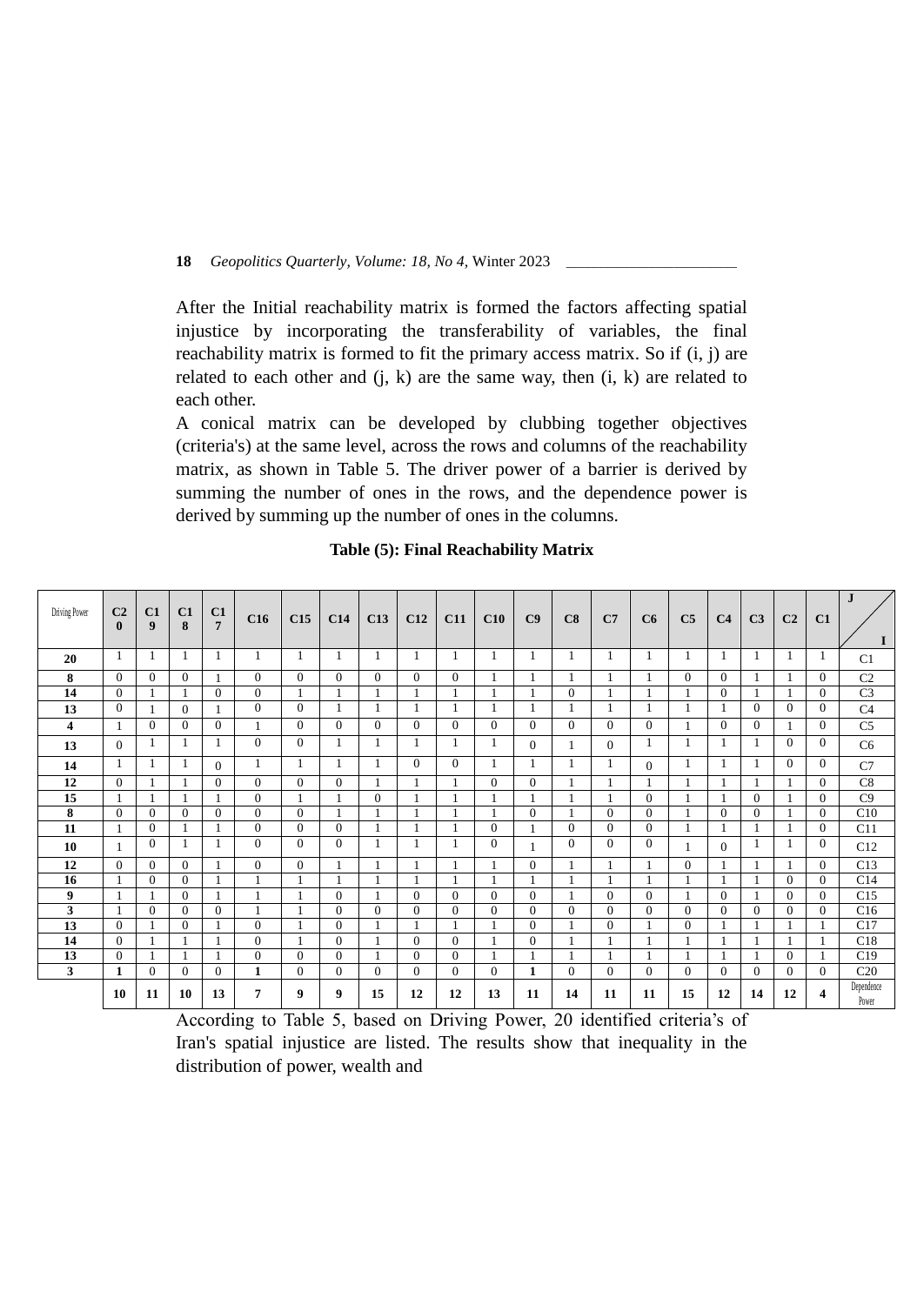After the Initial reachability matrix is formed the factors affecting spatial injustice by incorporating the transferability of variables, the final reachability matrix is formed to fit the primary access matrix. So if (i, j) are related to each other and (j, k) are the same way, then (i, k) are related to each other.

A conical matrix can be developed by clubbing together objectives (criteria's) at the same level, across the rows and columns of the reachability matrix, as shown in Table 5. The driver power of a barrier is derived by summing the number of ones in the rows, and the dependence power is derived by summing up the number of ones in the columns.

**Table (5): Final Reachability Matrix**

| Driving Power | C20 | C19 | C18 | C17 | C16 | C15 | C14 | C13 | C12 | C11 | C10 | C9 | C8 | C7 | C6 | C5 | C4 | C3 | C2 | C1 | J / I |
|---|---|---|---|---|---|---|---|---|---|---|---|---|---|---|---|---|---|---|---|---|---|
| **20** | 1 | 1 | 1 | 1 | 1 | 1 | 1 | 1 | 1 | 1 | 1 | 1 | 1 | 1 | 1 | 1 | 1 | 1 | 1 | 1 | C1 |
| **8** | 0 | 0 | 0 | 1 | 0 | 0 | 0 | 0 | 0 | 0 | 1 | 1 | 1 | 1 | 1 | 0 | 0 | 1 | 1 | 0 | C2 |
| **14** | 0 | 1 | 1 | 0 | 0 | 1 | 1 | 1 | 1 | 1 | 1 | 1 | 0 | 1 | 1 | 1 | 0 | 1 | 1 | 0 | C3 |
| **13** | 0 | 1 | 0 | 1 | 0 | 0 | 1 | 1 | 1 | 1 | 1 | 1 | 1 | 1 | 1 | 1 | 1 | 0 | 0 | 0 | C4 |
| **4** | 1 | 0 | 0 | 0 | 1 | 0 | 0 | 0 | 0 | 0 | 0 | 0 | 0 | 0 | 0 | 1 | 0 | 0 | 1 | 0 | C5 |
| **13** | 0 | 1 | 1 | 1 | 0 | 0 | 1 | 1 | 1 | 1 | 1 | 0 | 1 | 0 | 1 | 1 | 1 | 1 | 0 | 0 | C6 |
| **14** | 1 | 1 | 1 | 0 | 1 | 1 | 1 | 1 | 0 | 0 | 1 | 1 | 1 | 1 | 0 | 1 | 1 | 1 | 0 | 0 | C7 |
| **12** | 0 | 1 | 1 | 0 | 0 | 0 | 0 | 1 | 1 | 1 | 0 | 0 | 1 | 1 | 1 | 1 | 1 | 1 | 1 | 0 | C8 |
| **15** | 1 | 1 | 1 | 1 | 0 | 1 | 1 | 0 | 1 | 1 | 1 | 1 | 1 | 1 | 0 | 1 | 1 | 0 | 1 | 0 | C9 |
| **8** | 0 | 0 | 0 | 0 | 0 | 0 | 1 | 1 | 1 | 1 | 1 | 0 | 1 | 0 | 0 | 1 | 0 | 0 | 1 | 0 | C10 |
| **11** | 1 | 0 | 1 | 1 | 0 | 0 | 0 | 1 | 1 | 1 | 0 | 1 | 0 | 0 | 0 | 1 | 1 | 1 | 1 | 0 | C11 |
| **10** | 1 | 0 | 1 | 1 | 0 | 0 | 0 | 1 | 1 | 1 | 0 | 1 | 0 | 0 | 0 | 1 | 0 | 1 | 1 | 0 | C12 |
| **12** | 0 | 0 | 0 | 1 | 0 | 0 | 1 | 1 | 1 | 1 | 1 | 0 | 1 | 1 | 1 | 0 | 1 | 1 | 1 | 0 | C13 |
| **16** | 1 | 0 | 0 | 1 | 1 | 1 | 1 | 1 | 1 | 1 | 1 | 1 | 1 | 1 | 1 | 1 | 1 | 1 | 0 | 0 | C14 |
| **9** | 1 | 1 | 0 | 1 | 1 | 1 | 0 | 1 | 0 | 0 | 0 | 0 | 1 | 0 | 0 | 1 | 0 | 1 | 0 | 0 | C15 |
| **3** | 1 | 0 | 0 | 0 | 1 | 1 | 0 | 0 | 0 | 0 | 0 | 0 | 0 | 0 | 0 | 0 | 0 | 0 | 0 | 0 | C16 |
| **13** | 0 | 1 | 0 | 1 | 0 | 1 | 0 | 1 | 1 | 1 | 1 | 0 | 1 | 0 | 1 | 0 | 1 | 1 | 1 | 1 | C17 |
| **14** | 0 | 1 | 1 | 1 | 0 | 1 | 0 | 1 | 0 | 0 | 1 | 0 | 1 | 1 | 1 | 1 | 1 | 1 | 1 | 1 | C18 |
| **13** | 0 | 1 | 1 | 1 | 0 | 0 | 0 | 1 | 0 | 0 | 1 | 1 | 1 | 1 | 1 | 1 | 1 | 1 | 0 | 1 | C19 |
| **3** | **1** | 0 | 0 | 0 | **1** | 0 | 0 | 0 | 0 | 0 | 0 | **1** | 0 | 0 | 0 | 0 | 0 | 0 | 0 | 0 | C20 |
| | **10** | **11** | **10** | **13** | **7** | **9** | **9** | **15** | **12** | **12** | **13** | **11** | **14** | **11** | **11** | **15** | **12** | **14** | **12** | **4** | Dependence Power |

According to Table 5, based on Driving Power, 20 identified criteria's of Iran's spatial injustice are listed. The results show that inequality in the distribution of power, wealth and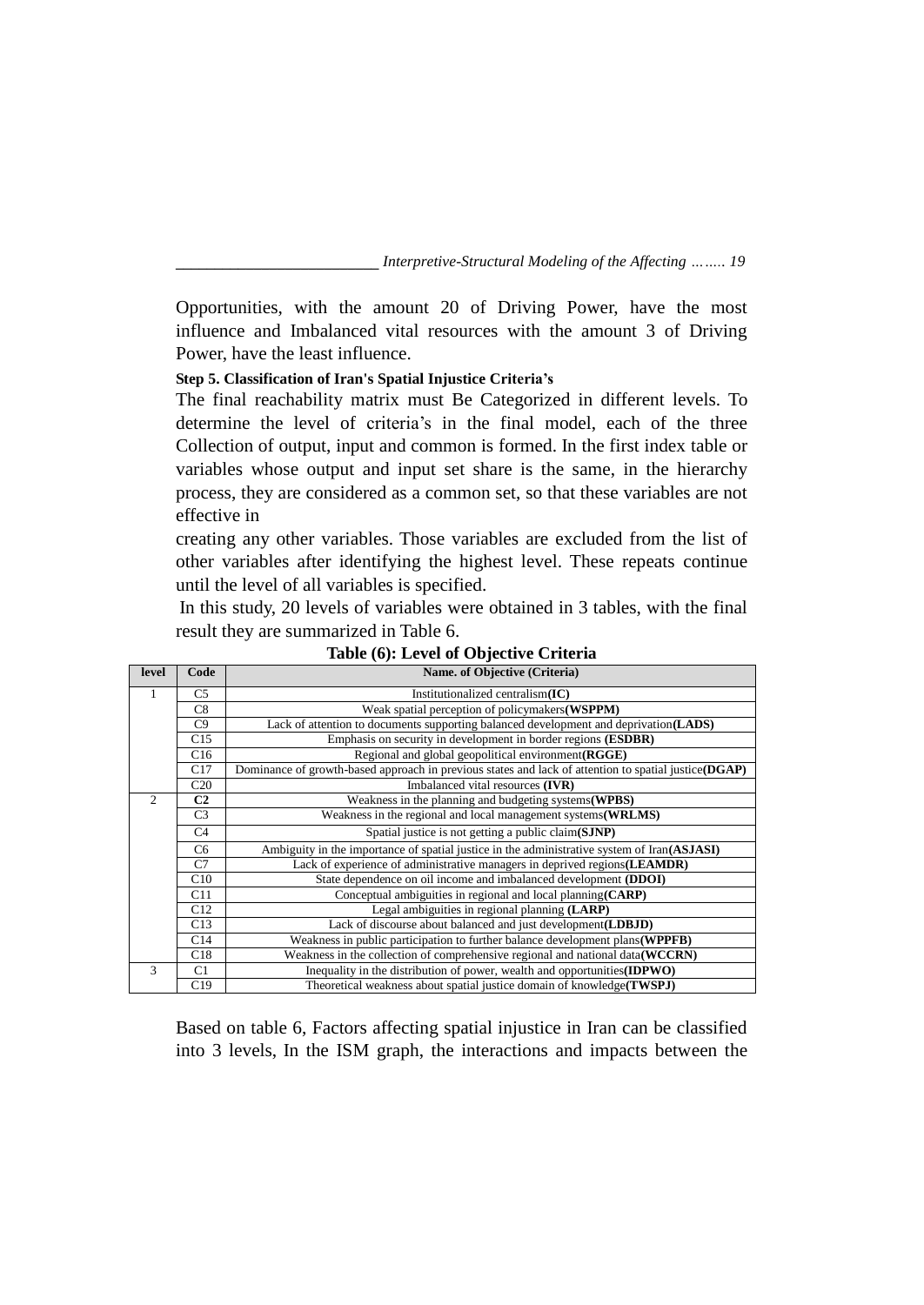Opportunities, with the amount 20 of Driving Power, have the most influence and Imbalanced vital resources with the amount 3 of Driving Power, have the least influence.

**Step 5. Classification of Iran's Spatial Injustice Criteria's**

The final reachability matrix must Be Categorized in different levels. To determine the level of criteria's in the final model, each of the three Collection of output, input and common is formed. In the first index table or variables whose output and input set share is the same, in the hierarchy process, they are considered as a common set, so that these variables are not effective in

creating any other variables. Those variables are excluded from the list of other variables after identifying the highest level. These repeats continue until the level of all variables is specified.

In this study, 20 levels of variables were obtained in 3 tables, with the final result they are summarized in Table 6.

**Table (6): Level of Objective Criteria**

| level | Code | Name. of Objective (Criteria) |
|---|---|---|
| 1 | C5 | Institutionalized centralism**(IC)** |
| | C8 | Weak spatial perception of policymakers**(WSPPM)** |
| | C9 | Lack of attention to documents supporting balanced development and deprivation**(LADS)** |
| | C15 | Emphasis on security in development in border regions **(ESDBR)** |
| | C16 | Regional and global geopolitical environment**(RGGE)** |
| | C17 | Dominance of growth-based approach in previous states and lack of attention to spatial justice**(DGAP)** |
| | C20 | Imbalanced vital resources **(IVR)** |
| 2 | **C2** | Weakness in the planning and budgeting systems**(WPBS)** |
| | C3 | Weakness in the regional and local management systems**(WRLMS)** |
| | C4 | Spatial justice is not getting a public claim**(SJNP)** |
| | C6 | Ambiguity in the importance of spatial justice in the administrative system of Iran**(ASJASI)** |
| | C7 | Lack of experience of administrative managers in deprived regions**(LEAMDR)** |
| | C10 | State dependence on oil income and imbalanced development **(DDOI)** |
| | C11 | Conceptual ambiguities in regional and local planning**(CARP)** |
| | C12 | Legal ambiguities in regional planning **(LARP)** |
| | C13 | Lack of discourse about balanced and just development**(LDBJD)** |
| | C14 | Weakness in public participation to further balance development plans**(WPPFB)** |
| | C18 | Weakness in the collection of comprehensive regional and national data**(WCCRN)** |
| 3 | C1 | Inequality in the distribution of power, wealth and opportunities**(IDPWO)** |
| | C19 | Theoretical weakness about spatial justice domain of knowledge**(TWSPJ)** |

Based on table 6, Factors affecting spatial injustice in Iran can be classified into 3 levels, In the ISM graph, the interactions and impacts between the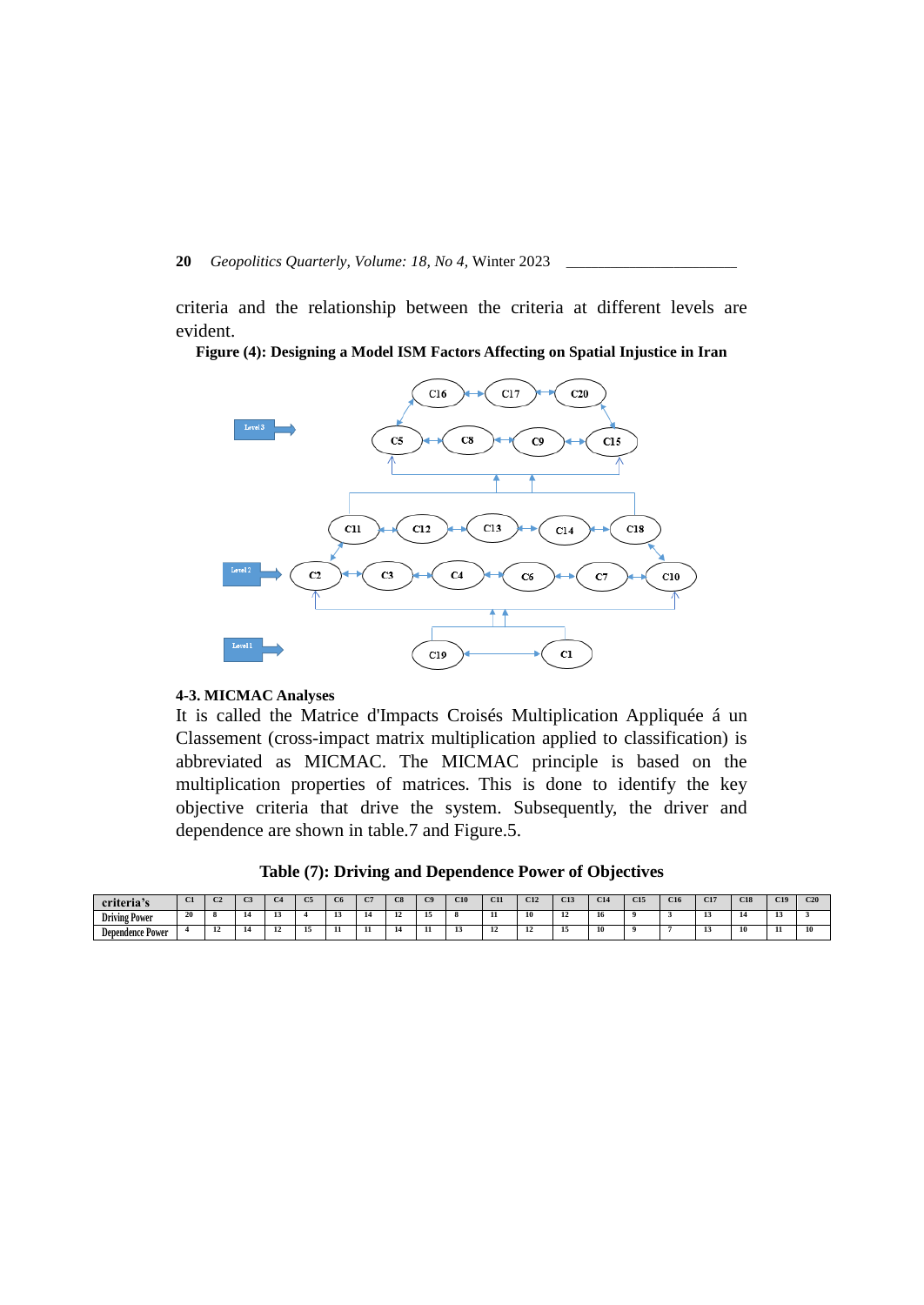criteria and the relationship between the criteria at different levels are evident.

**Figure (4): Designing a Model ISM Factors Affecting on Spatial Injustice in Iran**

Level 3: C16, C17, C20; C5, C8, C9, C15

Level 2: C11, C12, C13, C14, C18; C2, C3, C4, C6, C7, C10

Level 1: C19, C1

### 4-3. MICMAC Analyses

It is called the Matrice d'Impacts Croisés Multiplication Appliquée á un Classement (cross-impact matrix multiplication applied to classification) is abbreviated as MICMAC. The MICMAC principle is based on the multiplication properties of matrices. This is done to identify the key objective criteria that drive the system. Subsequently, the driver and dependence are shown in table.7 and Figure.5.

**Table (7): Driving and Dependence Power of Objectives**

| criteria's | C1 | C2 | C3 | C4 | C5 | C6 | C7 | C8 | C9 | C10 | C11 | C12 | C13 | C14 | C15 | C16 | C17 | C18 | C19 | C20 |
|---|---|---|---|---|---|---|---|---|---|---|---|---|---|---|---|---|---|---|---|---|
| Driving Power | 20 | 8 | 14 | 13 | 4 | 13 | 14 | 12 | 15 | 8 | 11 | 10 | 12 | 16 | 9 | 3 | 13 | 14 | 13 | 3 |
| Dependence Power | 4 | 12 | 14 | 12 | 15 | 11 | 11 | 14 | 11 | 13 | 12 | 12 | 15 | 10 | 9 | 7 | 13 | 10 | 11 | 10 |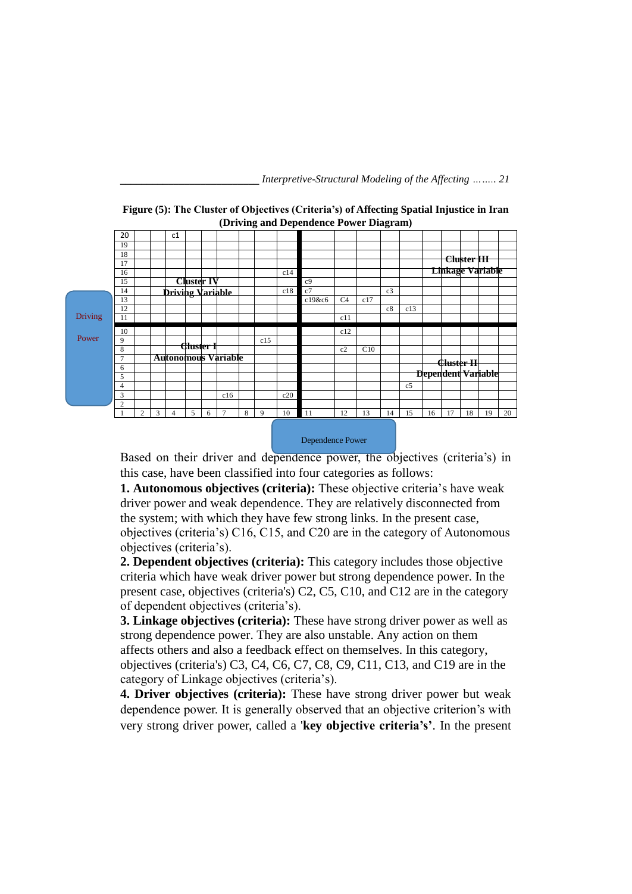**Figure (5): The Cluster of Objectives (Criteria's) of Affecting Spatial Injustice in Iran (Driving and Dependence Power Diagram)**

| Driving Power | 1 | 2 | 3 | 4 | 5 | 6 | 7 | 8 | 9 | 10 | 11 | 12 | 13 | 14 | 15 | 16 | 17 | 18 | 19 | 20 |
|---|---|---|---|---|---|---|---|---|---|---|---|---|---|---|---|---|---|---|---|---|
| 20 | | | | c1 | | | | | | | | | | | | | | | | |
| 19 | | | | | | | | | | | | | | | | | | | | |
| 18 | | | | | | | | | | | | | | | | | | | | |
| 17 | | | | | | | | | | | | | | | | | Cluster III | | | |
| 16 | | | | | | | | | | c14 | | | | | | | Linkage Variable | | | |
| 15 | | | | Cluster IV | | | | | | | c9 | | | | | | | | | |
| 14 | | | | Driving Variable | | | | | | c18 | c7 | | | c3 | | | | | | |
| 13 | | | | | | | | | | | c19&c6 | C4 | c17 | | | | | | | |
| 12 | | | | | | | | | | | | | | c8 | c13 | | | | | |
| 11 | | | | | | | | | | | | c11 | | | | | | | | |
| 10 | | | | | | | | | | | | c12 | | | | | | | | |
| 9 | | | | | | | | | c15 | | | | | | | | | | | |
| 8 | | | | Cluster I | | | | | | | | c2 | C10 | | | | | | | |
| 7 | | | | Autonomous Variable | | | | | | | | | | | | | Cluster II | | | |
| 6 | | | | | | | | | | | | | | | | | Dependent Variable | | | |
| 5 | | | | | | | | | | | | | | | | | | | | |
| 4 | | | | | | | | | | | | | | | c5 | | | | | |
| 3 | | | | | | | c16 | | | c20 | | | | | | | | | | |
| 2 | | | | | | | | | | | | | | | | | | | | |
| 1 | | | | | | | | | | | | | | | | | | | | |

Dependence Power

Based on their driver and dependence power, the objectives (criteria's) in this case, have been classified into four categories as follows:

**1. Autonomous objectives (criteria):** These objective criteria's have weak driver power and weak dependence. They are relatively disconnected from the system; with which they have few strong links. In the present case, objectives (criteria's) C16, C15, and C20 are in the category of Autonomous objectives (criteria's).

**2. Dependent objectives (criteria):** This category includes those objective criteria which have weak driver power but strong dependence power. In the present case, objectives (criteria's) C2, C5, C10, and C12 are in the category of dependent objectives (criteria's).

**3. Linkage objectives (criteria):** These have strong driver power as well as strong dependence power. They are also unstable. Any action on them affects others and also a feedback effect on themselves. In this category, objectives (criteria's) C3, C4, C6, C7, C8, C9, C11, C13, and C19 are in the category of Linkage objectives (criteria's).

**4. Driver objectives (criteria):** These have strong driver power but weak dependence power. It is generally observed that an objective criterion's with very strong driver power, called a '**key objective criteria's'**. In the present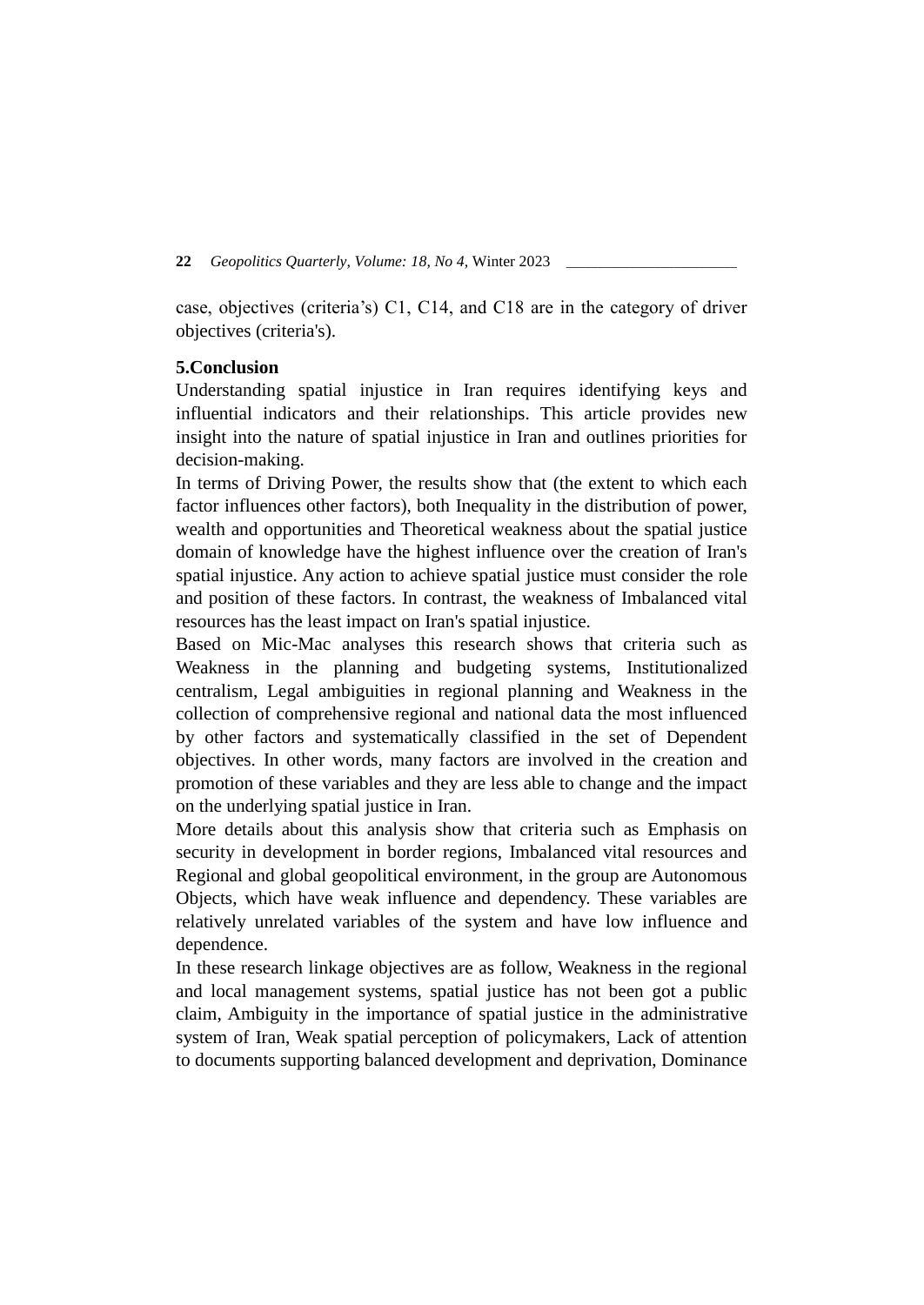case, objectives (criteria's) C1, C14, and C18 are in the category of driver objectives (criteria's).

## 5.Conclusion

Understanding spatial injustice in Iran requires identifying keys and influential indicators and their relationships. This article provides new insight into the nature of spatial injustice in Iran and outlines priorities for decision-making.

In terms of Driving Power, the results show that (the extent to which each factor influences other factors), both Inequality in the distribution of power, wealth and opportunities and Theoretical weakness about the spatial justice domain of knowledge have the highest influence over the creation of Iran's spatial injustice. Any action to achieve spatial justice must consider the role and position of these factors. In contrast, the weakness of Imbalanced vital resources has the least impact on Iran's spatial injustice.

Based on Mic-Mac analyses this research shows that criteria such as Weakness in the planning and budgeting systems, Institutionalized centralism, Legal ambiguities in regional planning and Weakness in the collection of comprehensive regional and national data the most influenced by other factors and systematically classified in the set of Dependent objectives. In other words, many factors are involved in the creation and promotion of these variables and they are less able to change and the impact on the underlying spatial justice in Iran.

More details about this analysis show that criteria such as Emphasis on security in development in border regions, Imbalanced vital resources and Regional and global geopolitical environment, in the group are Autonomous Objects, which have weak influence and dependency. These variables are relatively unrelated variables of the system and have low influence and dependence.

In these research linkage objectives are as follow, Weakness in the regional and local management systems, spatial justice has not been got a public claim, Ambiguity in the importance of spatial justice in the administrative system of Iran, Weak spatial perception of policymakers, Lack of attention to documents supporting balanced development and deprivation, Dominance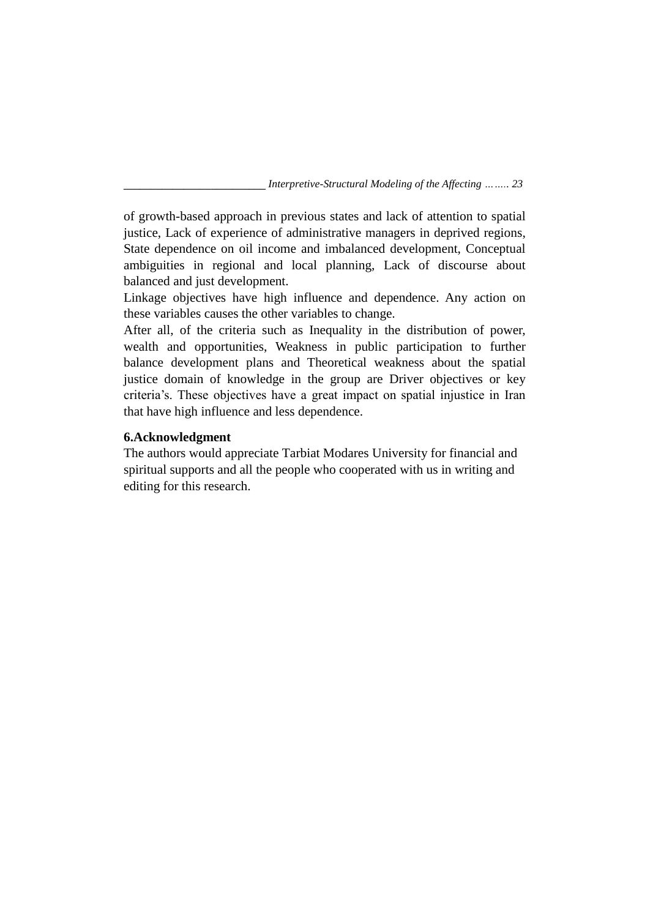of growth-based approach in previous states and lack of attention to spatial justice, Lack of experience of administrative managers in deprived regions, State dependence on oil income and imbalanced development, Conceptual ambiguities in regional and local planning, Lack of discourse about balanced and just development.

Linkage objectives have high influence and dependence. Any action on these variables causes the other variables to change.

After all, of the criteria such as Inequality in the distribution of power, wealth and opportunities, Weakness in public participation to further balance development plans and Theoretical weakness about the spatial justice domain of knowledge in the group are Driver objectives or key criteria's. These objectives have a great impact on spatial injustice in Iran that have high influence and less dependence.

## 6.Acknowledgment

The authors would appreciate Tarbiat Modares University for financial and spiritual supports and all the people who cooperated with us in writing and editing for this research.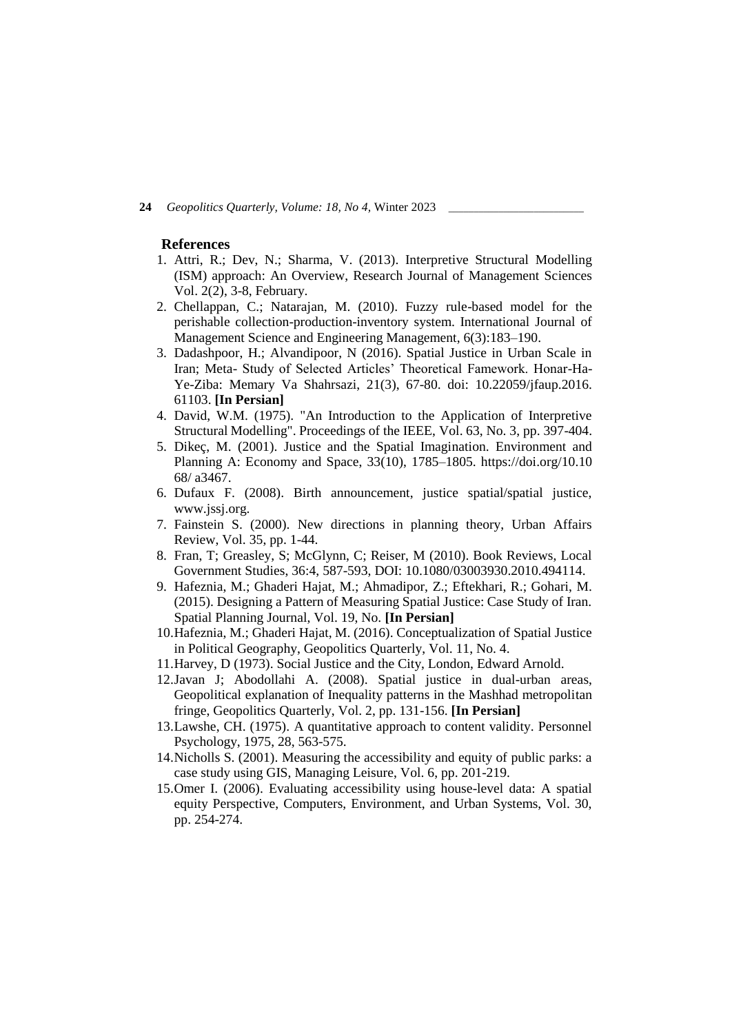## References

1. Attri, R.; Dev, N.; Sharma, V. (2013). Interpretive Structural Modelling (ISM) approach: An Overview, Research Journal of Management Sciences Vol. 2(2), 3-8, February.
2. Chellappan, C.; Natarajan, M. (2010). Fuzzy rule-based model for the perishable collection-production-inventory system. International Journal of Management Science and Engineering Management, 6(3):183–190.
3. Dadashpoor, H.; Alvandipoor, N (2016). Spatial Justice in Urban Scale in Iran; Meta- Study of Selected Articles' Theoretical Famework. Honar-Ha-Ye-Ziba: Memary Va Shahrsazi, 21(3), 67-80. doi: 10.22059/jfaup.2016. 61103. **[In Persian]**
4. David, W.M. (1975). "An Introduction to the Application of Interpretive Structural Modelling". Proceedings of the IEEE, Vol. 63, No. 3, pp. 397-404.
5. Dikeç, M. (2001). Justice and the Spatial Imagination. Environment and Planning A: Economy and Space, 33(10), 1785–1805. https://doi.org/10.10 68/ a3467.
6. Dufaux F. (2008). Birth announcement, justice spatial/spatial justice, www.jssj.org.
7. Fainstein S. (2000). New directions in planning theory, Urban Affairs Review, Vol. 35, pp. 1-44.
8. Fran, T; Greasley, S; McGlynn, C; Reiser, M (2010). Book Reviews, Local Government Studies, 36:4, 587-593, DOI: 10.1080/03003930.2010.494114.
9. Hafeznia, M.; Ghaderi Hajat, M.; Ahmadipor, Z.; Eftekhari, R.; Gohari, M. (2015). Designing a Pattern of Measuring Spatial Justice: Case Study of Iran. Spatial Planning Journal, Vol. 19, No. **[In Persian]**
10. Hafeznia, M.; Ghaderi Hajat, M. (2016). Conceptualization of Spatial Justice in Political Geography, Geopolitics Quarterly, Vol. 11, No. 4.
11. Harvey, D (1973). Social Justice and the City, London, Edward Arnold.
12. Javan J; Abodollahi A. (2008). Spatial justice in dual-urban areas, Geopolitical explanation of Inequality patterns in the Mashhad metropolitan fringe, Geopolitics Quarterly, Vol. 2, pp. 131-156. **[In Persian]**
13. Lawshe, CH. (1975). A quantitative approach to content validity. Personnel Psychology, 1975, 28, 563-575.
14. Nicholls S. (2001). Measuring the accessibility and equity of public parks: a case study using GIS, Managing Leisure, Vol. 6, pp. 201-219.
15. Omer I. (2006). Evaluating accessibility using house-level data: A spatial equity Perspective, Computers, Environment, and Urban Systems, Vol. 30, pp. 254-274.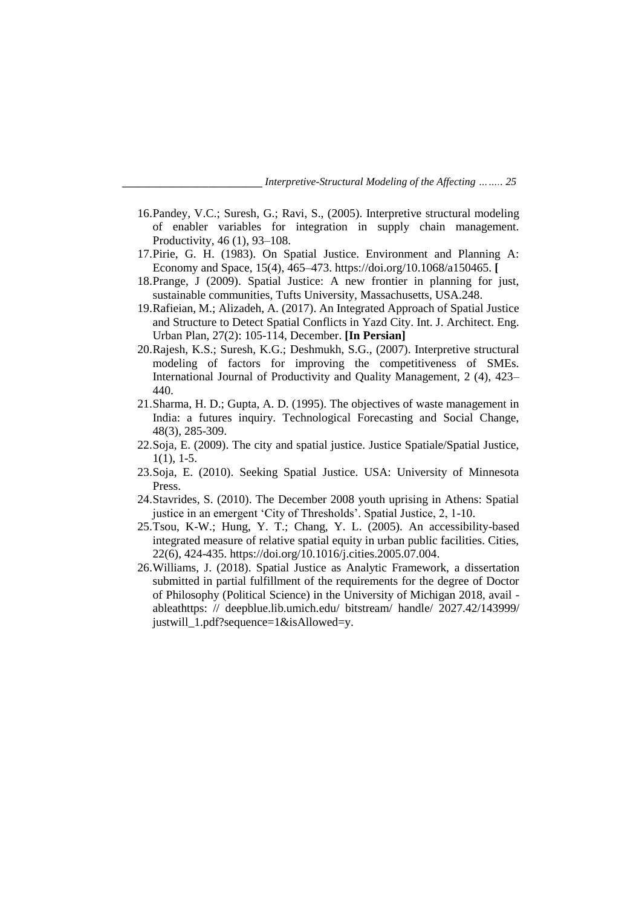16. Pandey, V.C.; Suresh, G.; Ravi, S., (2005). Interpretive structural modeling of enabler variables for integration in supply chain management. Productivity, 46 (1), 93–108.
17. Pirie, G. H. (1983). On Spatial Justice. Environment and Planning A: Economy and Space, 15(4), 465–473. https://doi.org/10.1068/a150465. **[**
18. Prange, J (2009). Spatial Justice: A new frontier in planning for just, sustainable communities, Tufts University, Massachusetts, USA.248.
19. Rafieian, M.; Alizadeh, A. (2017). An Integrated Approach of Spatial Justice and Structure to Detect Spatial Conflicts in Yazd City. Int. J. Architect. Eng. Urban Plan, 27(2): 105-114, December. **[In Persian]**
20. Rajesh, K.S.; Suresh, K.G.; Deshmukh, S.G., (2007). Interpretive structural modeling of factors for improving the competitiveness of SMEs. International Journal of Productivity and Quality Management, 2 (4), 423–440.
21. Sharma, H. D.; Gupta, A. D. (1995). The objectives of waste management in India: a futures inquiry. Technological Forecasting and Social Change, 48(3), 285-309.
22. Soja, E. (2009). The city and spatial justice. Justice Spatiale/Spatial Justice, 1(1), 1-5.
23. Soja, E. (2010). Seeking Spatial Justice. USA: University of Minnesota Press.
24. Stavrides, S. (2010). The December 2008 youth uprising in Athens: Spatial justice in an emergent 'City of Thresholds'. Spatial Justice, 2, 1-10.
25. Tsou, K-W.; Hung, Y. T.; Chang, Y. L. (2005). An accessibility-based integrated measure of relative spatial equity in urban public facilities. Cities, 22(6), 424-435. https://doi.org/10.1016/j.cities.2005.07.004.
26. Williams, J. (2018). Spatial Justice as Analytic Framework, a dissertation submitted in partial fulfillment of the requirements for the degree of Doctor of Philosophy (Political Science) in the University of Michigan 2018, avail - ableathttps: // deepblue.lib.umich.edu/ bitstream/ handle/ 2027.42/143999/ justwill_1.pdf?sequence=1&isAllowed=y.